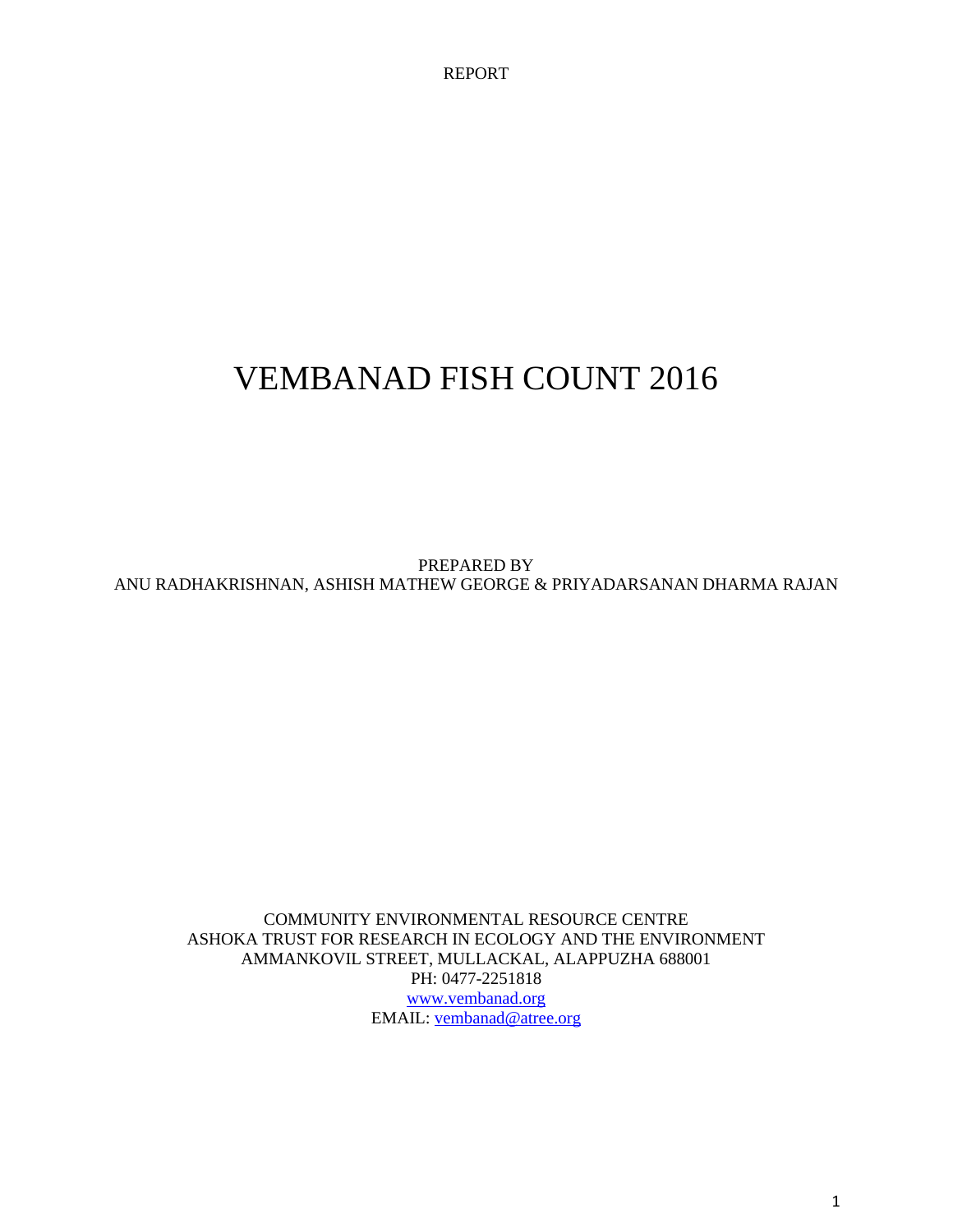REPORT

# VEMBANAD FISH COUNT 2016

PREPARED BY
ANU RADHAKRISHNAN, ASHISH MATHEW GEORGE & PRIYADARSANAN DHARMA RAJAN

COMMUNITY ENVIRONMENTAL RESOURCE CENTRE
ASHOKA TRUST FOR RESEARCH IN ECOLOGY AND THE ENVIRONMENT
AMMANKOVIL STREET, MULLACKAL, ALAPPUZHA 688001
PH: 0477-2251818
www.vembanad.org
EMAIL: vembanad@atree.org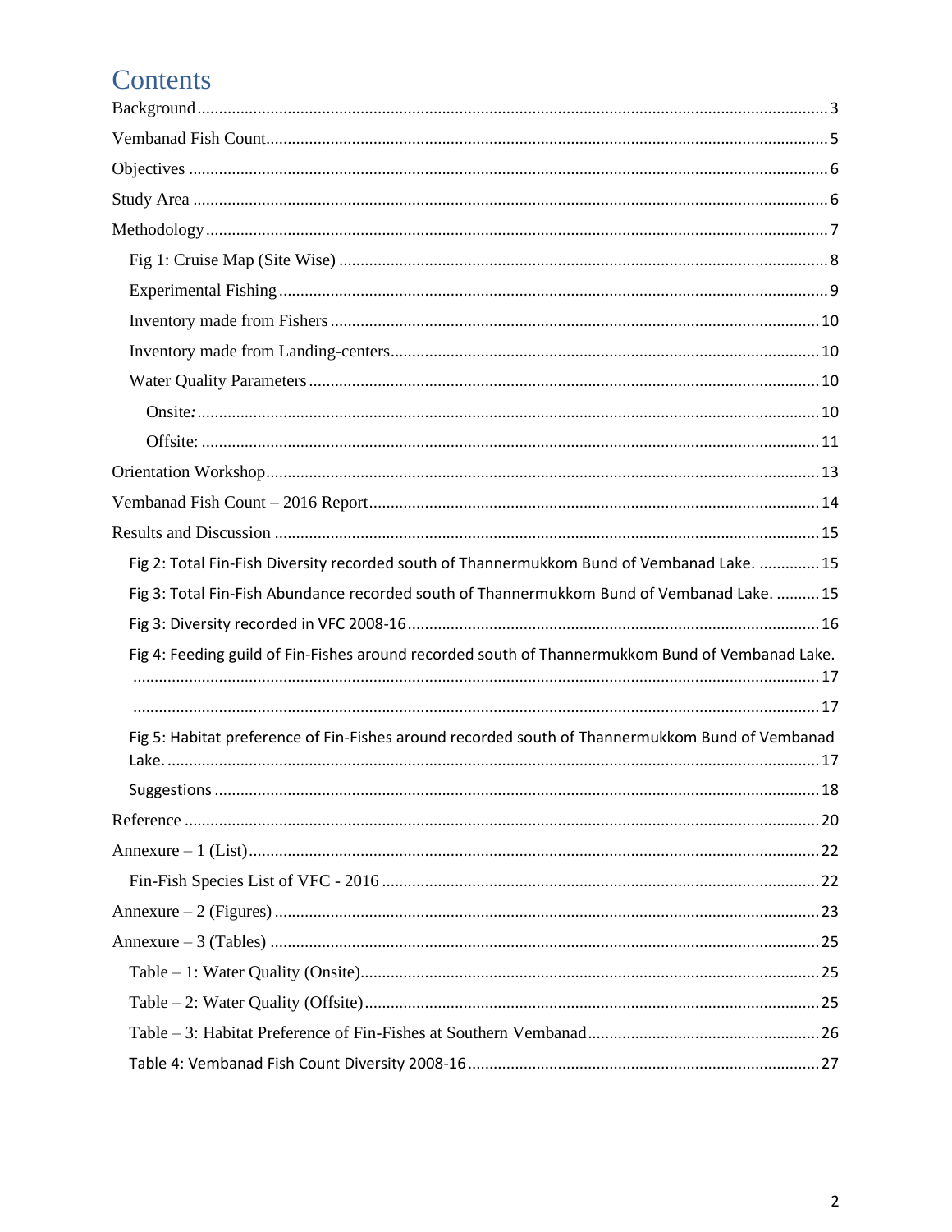# Contents

Background ........ 3

Vembanad Fish Count ........ 5

Objectives ........ 6

Study Area ........ 6

Methodology ........ 7

- Fig 1: Cruise Map (Site Wise) ........ 8
- Experimental Fishing ........ 9
- Inventory made from Fishers ........ 10
- Inventory made from Landing-centers ........ 10
- Water Quality Parameters ........ 10
  - Onsite: ........ 10
  - Offsite: ........ 11

Orientation Workshop ........ 13

Vembanad Fish Count – 2016 Report ........ 14

Results and Discussion ........ 15

- Fig 2: Total Fin-Fish Diversity recorded south of Thannermukkom Bund of Vembanad Lake. ........ 15
- Fig 3: Total Fin-Fish Abundance recorded south of Thannermukkom Bund of Vembanad Lake. ........ 15
- Fig 3: Diversity recorded in VFC 2008-16 ........ 16
- Fig 4: Feeding guild of Fin-Fishes around recorded south of Thannermukkom Bund of Vembanad Lake. ........ 17
- ........ 17
- Fig 5: Habitat preference of Fin-Fishes around recorded south of Thannermukkom Bund of Vembanad Lake. ........ 17
- Suggestions ........ 18

Reference ........ 20

Annexure – 1 (List) ........ 22

- Fin-Fish Species List of VFC - 2016 ........ 22

Annexure – 2 (Figures) ........ 23

Annexure – 3 (Tables) ........ 25

- Table – 1: Water Quality (Onsite) ........ 25
- Table – 2: Water Quality (Offsite) ........ 25
- Table – 3: Habitat Preference of Fin-Fishes at Southern Vembanad ........ 26
- Table 4: Vembanad Fish Count Diversity 2008-16 ........ 27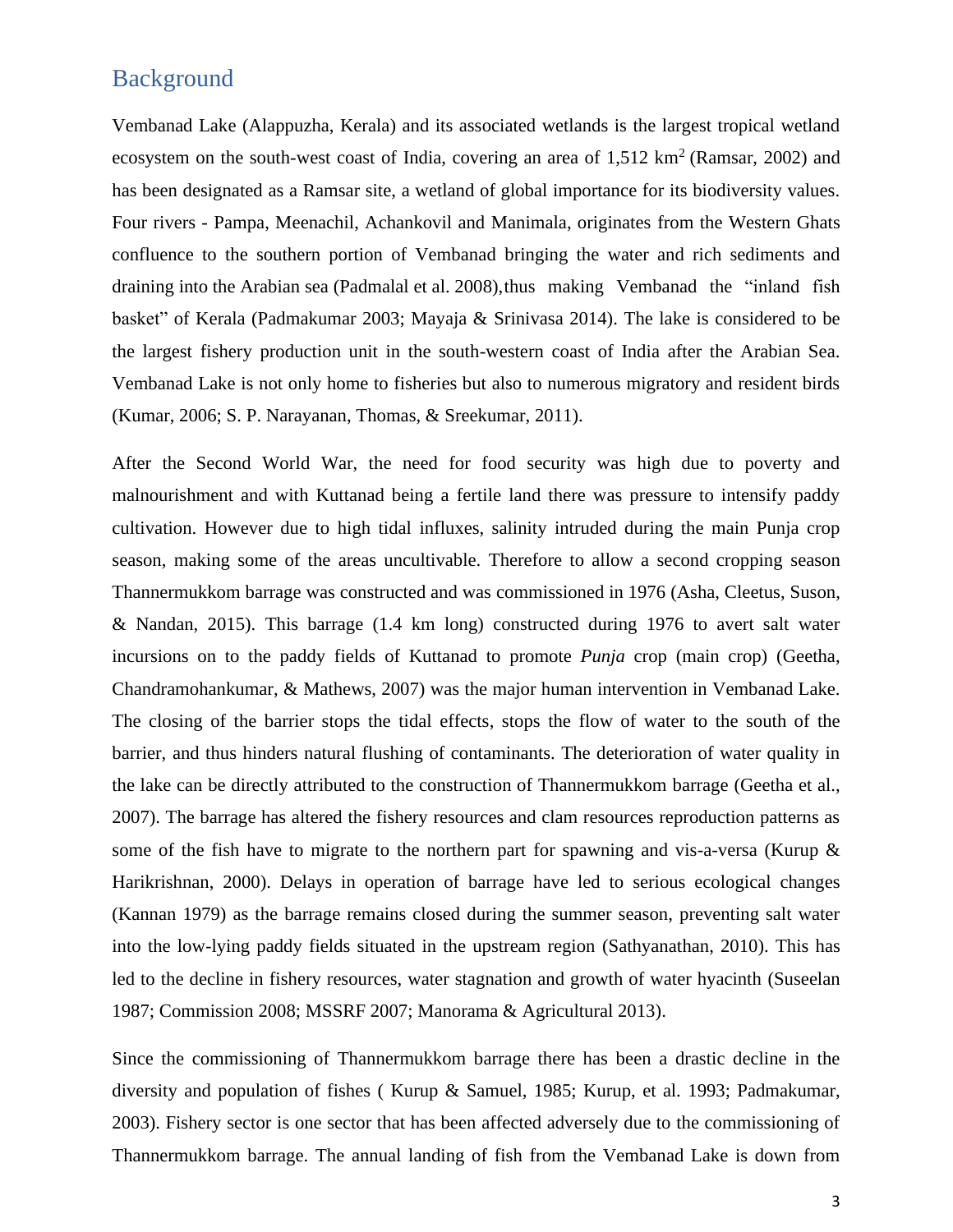## Background

Vembanad Lake (Alappuzha, Kerala) and its associated wetlands is the largest tropical wetland ecosystem on the south-west coast of India, covering an area of 1,512 km$^2$ (Ramsar, 2002) and has been designated as a Ramsar site, a wetland of global importance for its biodiversity values. Four rivers - Pampa, Meenachil, Achankovil and Manimala, originates from the Western Ghats confluence to the southern portion of Vembanad bringing the water and rich sediments and draining into the Arabian sea (Padmalal et al. 2008), thus making Vembanad the "inland fish basket" of Kerala (Padmakumar 2003; Mayaja & Srinivasa 2014). The lake is considered to be the largest fishery production unit in the south-western coast of India after the Arabian Sea. Vembanad Lake is not only home to fisheries but also to numerous migratory and resident birds (Kumar, 2006; S. P. Narayanan, Thomas, & Sreekumar, 2011).

After the Second World War, the need for food security was high due to poverty and malnourishment and with Kuttanad being a fertile land there was pressure to intensify paddy cultivation. However due to high tidal influxes, salinity intruded during the main Punja crop season, making some of the areas uncultivable. Therefore to allow a second cropping season Thannermukkom barrage was constructed and was commissioned in 1976 (Asha, Cleetus, Suson, & Nandan, 2015). This barrage (1.4 km long) constructed during 1976 to avert salt water incursions on to the paddy fields of Kuttanad to promote *Punja* crop (main crop) (Geetha, Chandramohankumar, & Mathews, 2007) was the major human intervention in Vembanad Lake. The closing of the barrier stops the tidal effects, stops the flow of water to the south of the barrier, and thus hinders natural flushing of contaminants. The deterioration of water quality in the lake can be directly attributed to the construction of Thannermukkom barrage (Geetha et al., 2007). The barrage has altered the fishery resources and clam resources reproduction patterns as some of the fish have to migrate to the northern part for spawning and vis-a-versa (Kurup & Harikrishnan, 2000). Delays in operation of barrage have led to serious ecological changes (Kannan 1979) as the barrage remains closed during the summer season, preventing salt water into the low-lying paddy fields situated in the upstream region (Sathyanathan, 2010). This has led to the decline in fishery resources, water stagnation and growth of water hyacinth (Suseelan 1987; Commission 2008; MSSRF 2007; Manorama & Agricultural 2013).

Since the commissioning of Thannermukkom barrage there has been a drastic decline in the diversity and population of fishes ( Kurup & Samuel, 1985; Kurup, et al. 1993; Padmakumar, 2003). Fishery sector is one sector that has been affected adversely due to the commissioning of Thannermukkom barrage. The annual landing of fish from the Vembanad Lake is down from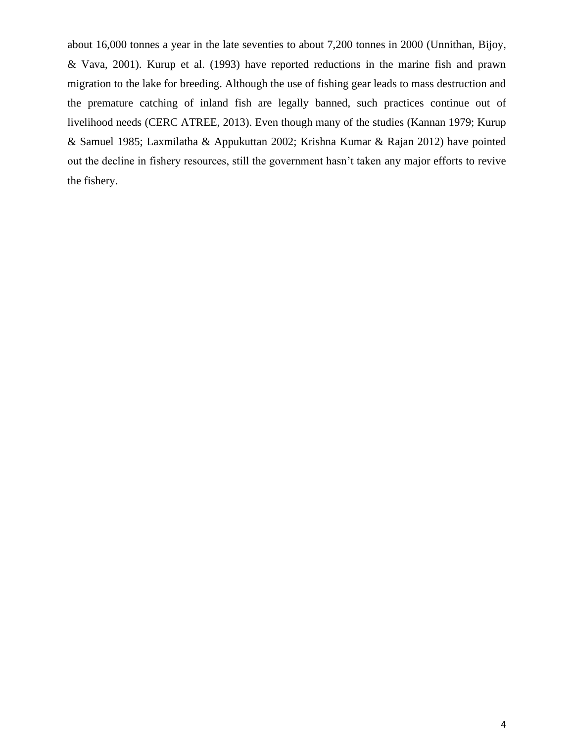about 16,000 tonnes a year in the late seventies to about 7,200 tonnes in 2000 (Unnithan, Bijoy, & Vava, 2001). Kurup et al. (1993) have reported reductions in the marine fish and prawn migration to the lake for breeding. Although the use of fishing gear leads to mass destruction and the premature catching of inland fish are legally banned, such practices continue out of livelihood needs (CERC ATREE, 2013). Even though many of the studies (Kannan 1979; Kurup & Samuel 1985; Laxmilatha & Appukuttan 2002; Krishna Kumar & Rajan 2012) have pointed out the decline in fishery resources, still the government hasn't taken any major efforts to revive the fishery.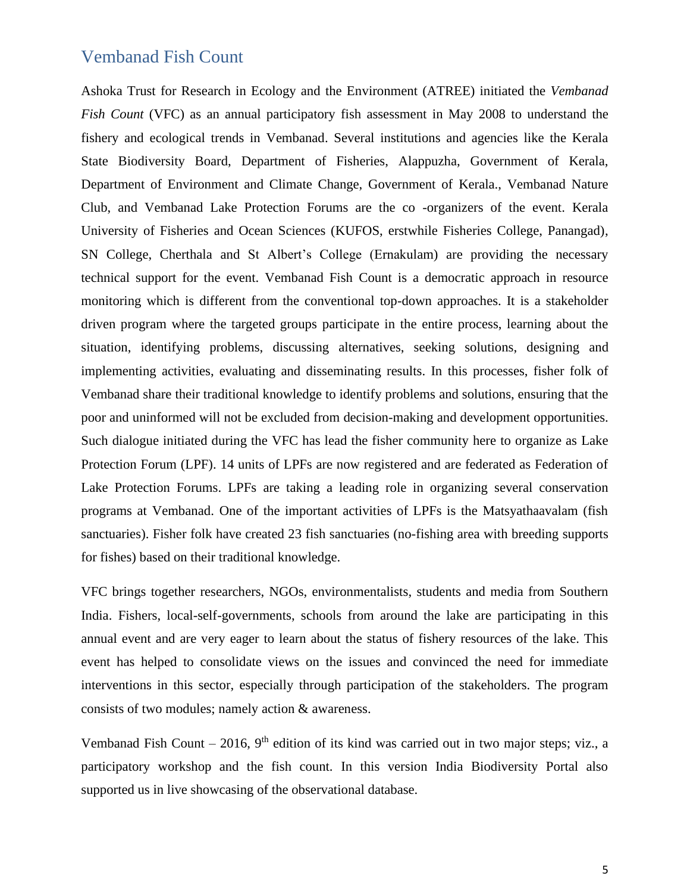## Vembanad Fish Count

Ashoka Trust for Research in Ecology and the Environment (ATREE) initiated the *Vembanad Fish Count* (VFC) as an annual participatory fish assessment in May 2008 to understand the fishery and ecological trends in Vembanad. Several institutions and agencies like the Kerala State Biodiversity Board, Department of Fisheries, Alappuzha, Government of Kerala, Department of Environment and Climate Change, Government of Kerala., Vembanad Nature Club, and Vembanad Lake Protection Forums are the co -organizers of the event. Kerala University of Fisheries and Ocean Sciences (KUFOS, erstwhile Fisheries College, Panangad), SN College, Cherthala and St Albert's College (Ernakulam) are providing the necessary technical support for the event. Vembanad Fish Count is a democratic approach in resource monitoring which is different from the conventional top-down approaches. It is a stakeholder driven program where the targeted groups participate in the entire process, learning about the situation, identifying problems, discussing alternatives, seeking solutions, designing and implementing activities, evaluating and disseminating results. In this processes, fisher folk of Vembanad share their traditional knowledge to identify problems and solutions, ensuring that the poor and uninformed will not be excluded from decision-making and development opportunities. Such dialogue initiated during the VFC has lead the fisher community here to organize as Lake Protection Forum (LPF). 14 units of LPFs are now registered and are federated as Federation of Lake Protection Forums. LPFs are taking a leading role in organizing several conservation programs at Vembanad. One of the important activities of LPFs is the Matsyathaavalam (fish sanctuaries). Fisher folk have created 23 fish sanctuaries (no-fishing area with breeding supports for fishes) based on their traditional knowledge.

VFC brings together researchers, NGOs, environmentalists, students and media from Southern India. Fishers, local-self-governments, schools from around the lake are participating in this annual event and are very eager to learn about the status of fishery resources of the lake. This event has helped to consolidate views on the issues and convinced the need for immediate interventions in this sector, especially through participation of the stakeholders. The program consists of two modules; namely action & awareness.

Vembanad Fish Count – 2016, 9th edition of its kind was carried out in two major steps; viz., a participatory workshop and the fish count. In this version India Biodiversity Portal also supported us in live showcasing of the observational database.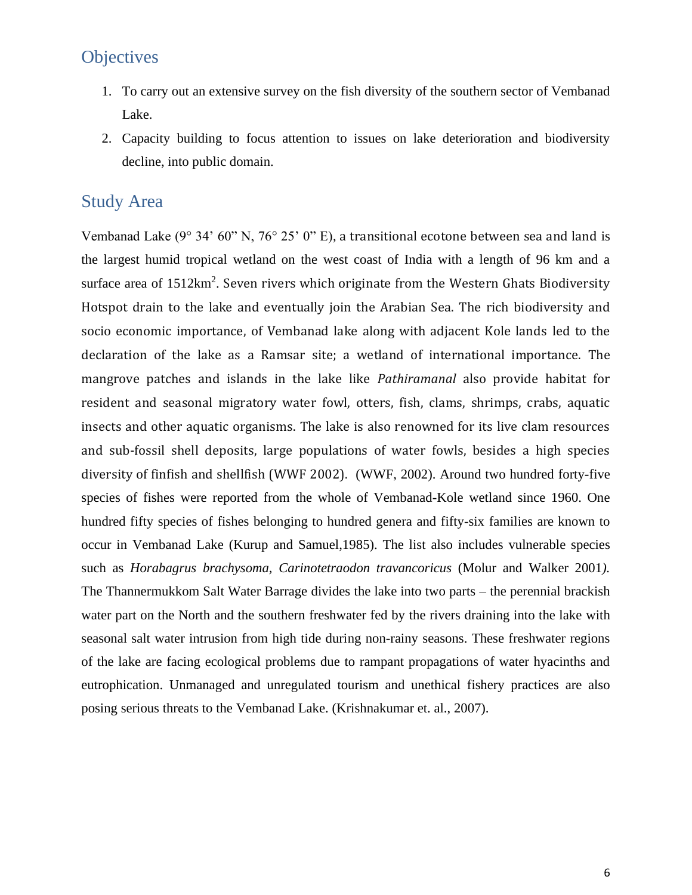## Objectives

1. To carry out an extensive survey on the fish diversity of the southern sector of Vembanad Lake.
2. Capacity building to focus attention to issues on lake deterioration and biodiversity decline, into public domain.

## Study Area

Vembanad Lake (9° 34' 60" N, 76° 25' 0" E), a transitional ecotone between sea and land is the largest humid tropical wetland on the west coast of India with a length of 96 km and a surface area of 1512km$^2$. Seven rivers which originate from the Western Ghats Biodiversity Hotspot drain to the lake and eventually join the Arabian Sea. The rich biodiversity and socio economic importance, of Vembanad lake along with adjacent Kole lands led to the declaration of the lake as a Ramsar site; a wetland of international importance. The mangrove patches and islands in the lake like *Pathiramanal* also provide habitat for resident and seasonal migratory water fowl, otters, fish, clams, shrimps, crabs, aquatic insects and other aquatic organisms. The lake is also renowned for its live clam resources and sub-fossil shell deposits, large populations of water fowls, besides a high species diversity of finfish and shellfish (WWF 2002). (WWF, 2002). Around two hundred forty-five species of fishes were reported from the whole of Vembanad-Kole wetland since 1960. One hundred fifty species of fishes belonging to hundred genera and fifty-six families are known to occur in Vembanad Lake (Kurup and Samuel,1985). The list also includes vulnerable species such as *Horabagrus brachysoma*, *Carinotetraodon travancoricus* (Molur and Walker 2001). The Thannermukkom Salt Water Barrage divides the lake into two parts – the perennial brackish water part on the North and the southern freshwater fed by the rivers draining into the lake with seasonal salt water intrusion from high tide during non-rainy seasons. These freshwater regions of the lake are facing ecological problems due to rampant propagations of water hyacinths and eutrophication. Unmanaged and unregulated tourism and unethical fishery practices are also posing serious threats to the Vembanad Lake. (Krishnakumar et. al., 2007).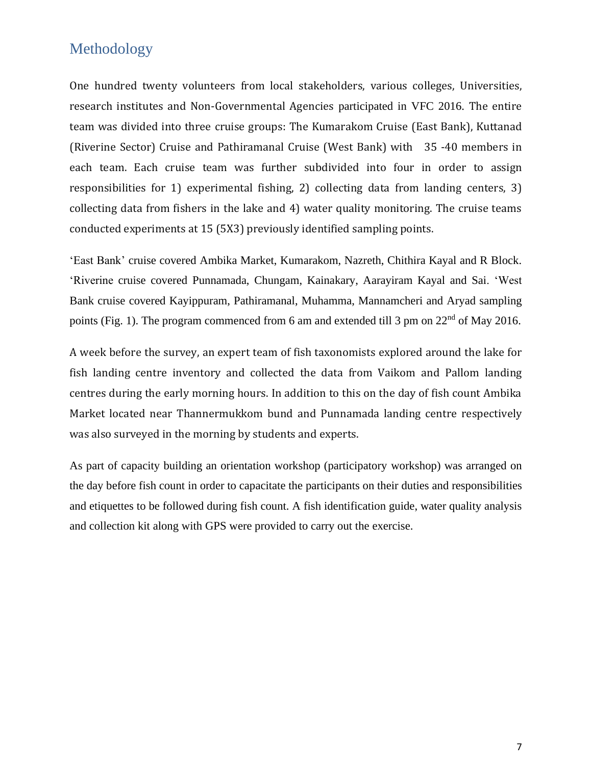# Methodology

One hundred twenty volunteers from local stakeholders, various colleges, Universities, research institutes and Non-Governmental Agencies participated in VFC 2016. The entire team was divided into three cruise groups: The Kumarakom Cruise (East Bank), Kuttanad (Riverine Sector) Cruise and Pathiramanal Cruise (West Bank) with 35 -40 members in each team. Each cruise team was further subdivided into four in order to assign responsibilities for 1) experimental fishing, 2) collecting data from landing centers, 3) collecting data from fishers in the lake and 4) water quality monitoring. The cruise teams conducted experiments at 15 (5X3) previously identified sampling points.

'East Bank' cruise covered Ambika Market, Kumarakom, Nazreth, Chithira Kayal and R Block. 'Riverine cruise covered Punnamada, Chungam, Kainakary, Aarayiram Kayal and Sai. 'West Bank cruise covered Kayippuram, Pathiramanal, Muhamma, Mannamcheri and Aryad sampling points (Fig. 1). The program commenced from 6 am and extended till 3 pm on 22nd of May 2016.

A week before the survey, an expert team of fish taxonomists explored around the lake for fish landing centre inventory and collected the data from Vaikom and Pallom landing centres during the early morning hours. In addition to this on the day of fish count Ambika Market located near Thannermukkom bund and Punnamada landing centre respectively was also surveyed in the morning by students and experts.

As part of capacity building an orientation workshop (participatory workshop) was arranged on the day before fish count in order to capacitate the participants on their duties and responsibilities and etiquettes to be followed during fish count. A fish identification guide, water quality analysis and collection kit along with GPS were provided to carry out the exercise.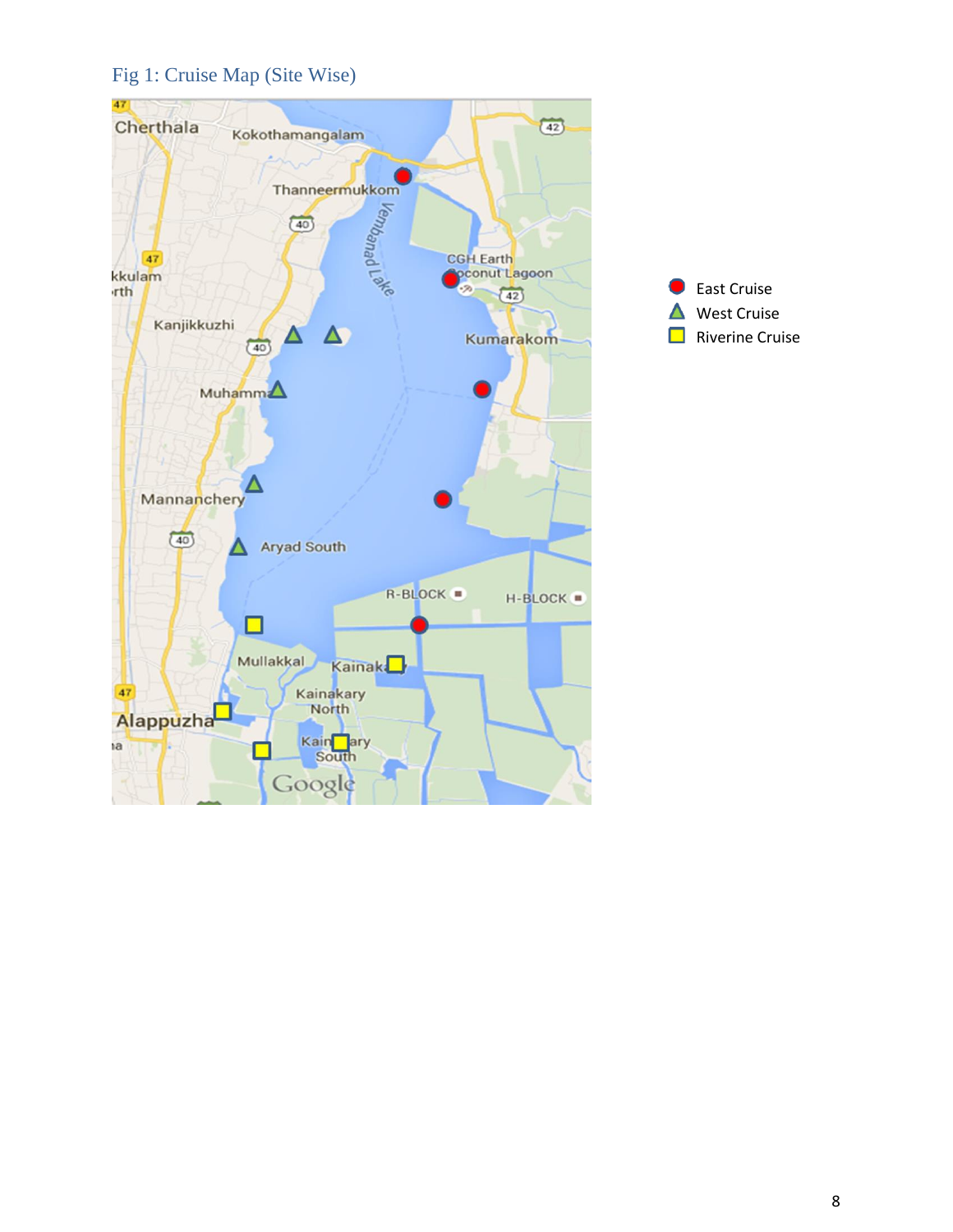Fig 1: Cruise Map (Site Wise)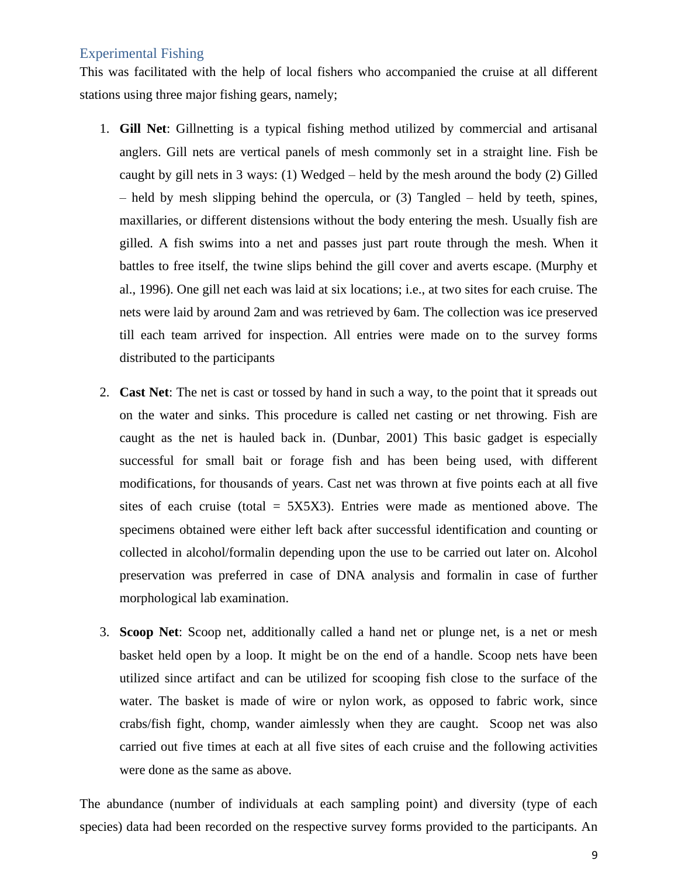## Experimental Fishing

This was facilitated with the help of local fishers who accompanied the cruise at all different stations using three major fishing gears, namely;

1. **Gill Net**: Gillnetting is a typical fishing method utilized by commercial and artisanal anglers. Gill nets are vertical panels of mesh commonly set in a straight line. Fish be caught by gill nets in 3 ways: (1) Wedged – held by the mesh around the body (2) Gilled – held by mesh slipping behind the opercula, or (3) Tangled – held by teeth, spines, maxillaries, or different distensions without the body entering the mesh. Usually fish are gilled. A fish swims into a net and passes just part route through the mesh. When it battles to free itself, the twine slips behind the gill cover and averts escape. (Murphy et al., 1996). One gill net each was laid at six locations; i.e., at two sites for each cruise. The nets were laid by around 2am and was retrieved by 6am. The collection was ice preserved till each team arrived for inspection. All entries were made on to the survey forms distributed to the participants

2. **Cast Net**: The net is cast or tossed by hand in such a way, to the point that it spreads out on the water and sinks. This procedure is called net casting or net throwing. Fish are caught as the net is hauled back in. (Dunbar, 2001) This basic gadget is especially successful for small bait or forage fish and has been being used, with different modifications, for thousands of years. Cast net was thrown at five points each at all five sites of each cruise (total = 5X5X3). Entries were made as mentioned above. The specimens obtained were either left back after successful identification and counting or collected in alcohol/formalin depending upon the use to be carried out later on. Alcohol preservation was preferred in case of DNA analysis and formalin in case of further morphological lab examination.

3. **Scoop Net**: Scoop net, additionally called a hand net or plunge net, is a net or mesh basket held open by a loop. It might be on the end of a handle. Scoop nets have been utilized since artifact and can be utilized for scooping fish close to the surface of the water. The basket is made of wire or nylon work, as opposed to fabric work, since crabs/fish fight, chomp, wander aimlessly when they are caught. Scoop net was also carried out five times at each at all five sites of each cruise and the following activities were done as the same as above.

The abundance (number of individuals at each sampling point) and diversity (type of each species) data had been recorded on the respective survey forms provided to the participants. An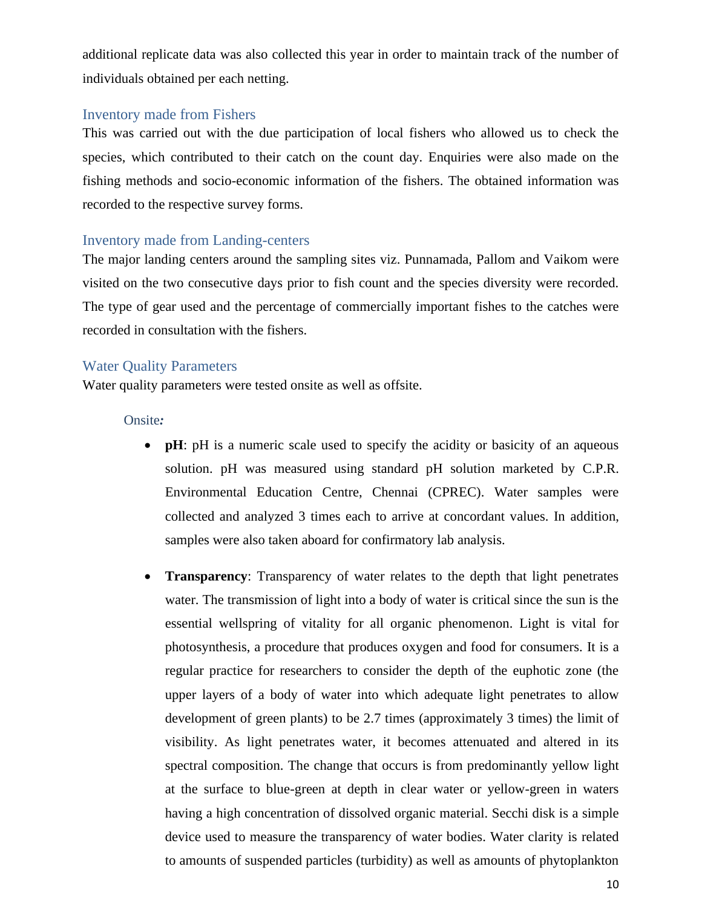additional replicate data was also collected this year in order to maintain track of the number of individuals obtained per each netting.

### Inventory made from Fishers

This was carried out with the due participation of local fishers who allowed us to check the species, which contributed to their catch on the count day. Enquiries were also made on the fishing methods and socio-economic information of the fishers. The obtained information was recorded to the respective survey forms.

### Inventory made from Landing-centers

The major landing centers around the sampling sites viz. Punnamada, Pallom and Vaikom were visited on the two consecutive days prior to fish count and the species diversity were recorded. The type of gear used and the percentage of commercially important fishes to the catches were recorded in consultation with the fishers.

### Water Quality Parameters

Water quality parameters were tested onsite as well as offsite.

#### Onsite*:*

- **pH**: pH is a numeric scale used to specify the acidity or basicity of an aqueous solution. pH was measured using standard pH solution marketed by C.P.R. Environmental Education Centre, Chennai (CPREC). Water samples were collected and analyzed 3 times each to arrive at concordant values. In addition, samples were also taken aboard for confirmatory lab analysis.

- **Transparency**: Transparency of water relates to the depth that light penetrates water. The transmission of light into a body of water is critical since the sun is the essential wellspring of vitality for all organic phenomenon. Light is vital for photosynthesis, a procedure that produces oxygen and food for consumers. It is a regular practice for researchers to consider the depth of the euphotic zone (the upper layers of a body of water into which adequate light penetrates to allow development of green plants) to be 2.7 times (approximately 3 times) the limit of visibility. As light penetrates water, it becomes attenuated and altered in its spectral composition. The change that occurs is from predominantly yellow light at the surface to blue-green at depth in clear water or yellow-green in waters having a high concentration of dissolved organic material. Secchi disk is a simple device used to measure the transparency of water bodies. Water clarity is related to amounts of suspended particles (turbidity) as well as amounts of phytoplankton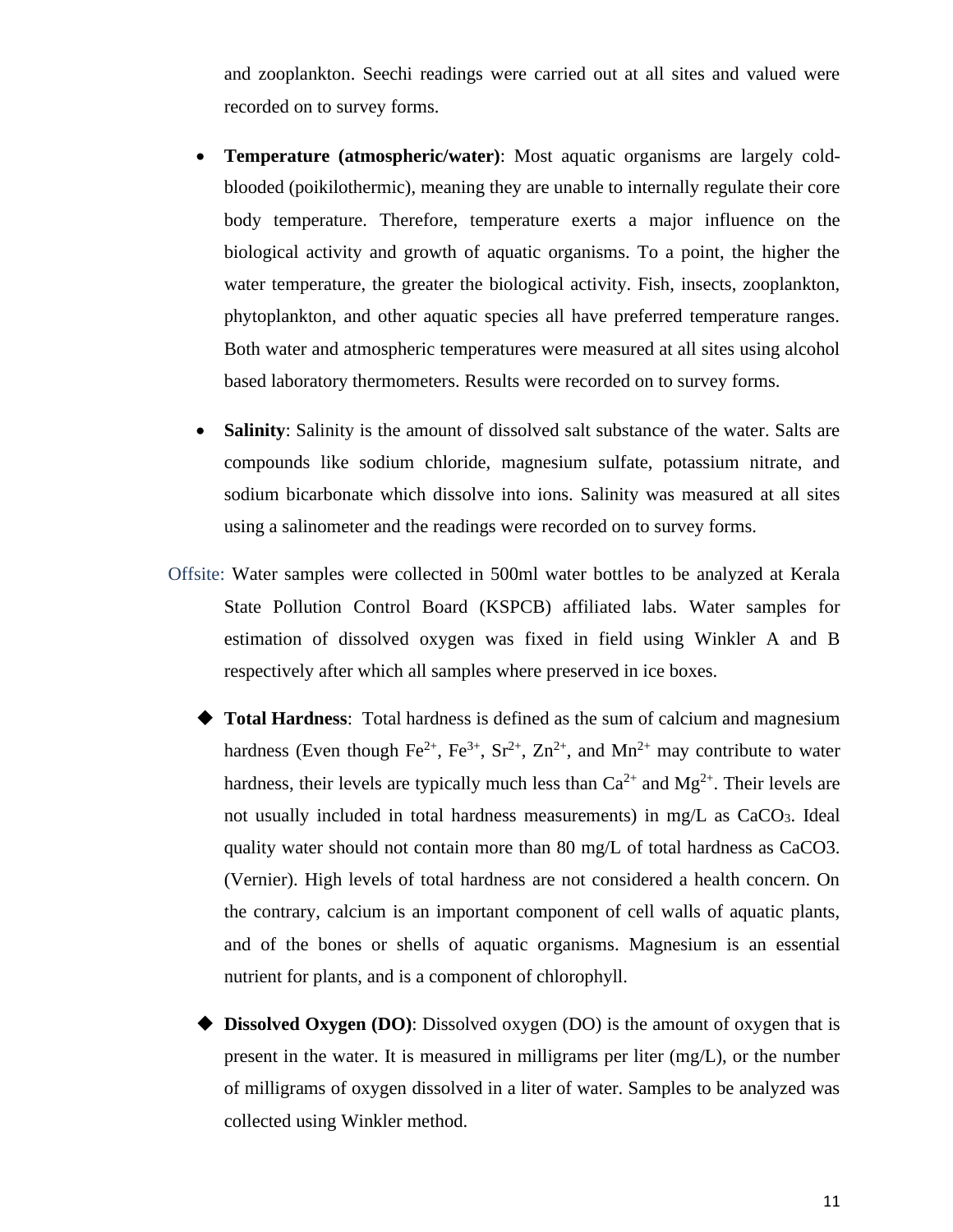and zooplankton. Seechi readings were carried out at all sites and valued were recorded on to survey forms.

- **Temperature (atmospheric/water)**: Most aquatic organisms are largely cold-blooded (poikilothermic), meaning they are unable to internally regulate their core body temperature. Therefore, temperature exerts a major influence on the biological activity and growth of aquatic organisms. To a point, the higher the water temperature, the greater the biological activity. Fish, insects, zooplankton, phytoplankton, and other aquatic species all have preferred temperature ranges. Both water and atmospheric temperatures were measured at all sites using alcohol based laboratory thermometers. Results were recorded on to survey forms.

- **Salinity**: Salinity is the amount of dissolved salt substance of the water. Salts are compounds like sodium chloride, magnesium sulfate, potassium nitrate, and sodium bicarbonate which dissolve into ions. Salinity was measured at all sites using a salinometer and the readings were recorded on to survey forms.

Offsite: Water samples were collected in 500ml water bottles to be analyzed at Kerala State Pollution Control Board (KSPCB) affiliated labs. Water samples for estimation of dissolved oxygen was fixed in field using Winkler A and B respectively after which all samples where preserved in ice boxes.

- **Total Hardness**: Total hardness is defined as the sum of calcium and magnesium hardness (Even though $Fe^{2+}$, $Fe^{3+}$, $Sr^{2+}$, $Zn^{2+}$, and $Mn^{2+}$ may contribute to water hardness, their levels are typically much less than $Ca^{2+}$ and $Mg^{2+}$. Their levels are not usually included in total hardness measurements) in mg/L as $CaCO_3$. Ideal quality water should not contain more than 80 mg/L of total hardness as CaCO3. (Vernier). High levels of total hardness are not considered a health concern. On the contrary, calcium is an important component of cell walls of aquatic plants, and of the bones or shells of aquatic organisms. Magnesium is an essential nutrient for plants, and is a component of chlorophyll.

- **Dissolved Oxygen (DO)**: Dissolved oxygen (DO) is the amount of oxygen that is present in the water. It is measured in milligrams per liter (mg/L), or the number of milligrams of oxygen dissolved in a liter of water. Samples to be analyzed was collected using Winkler method.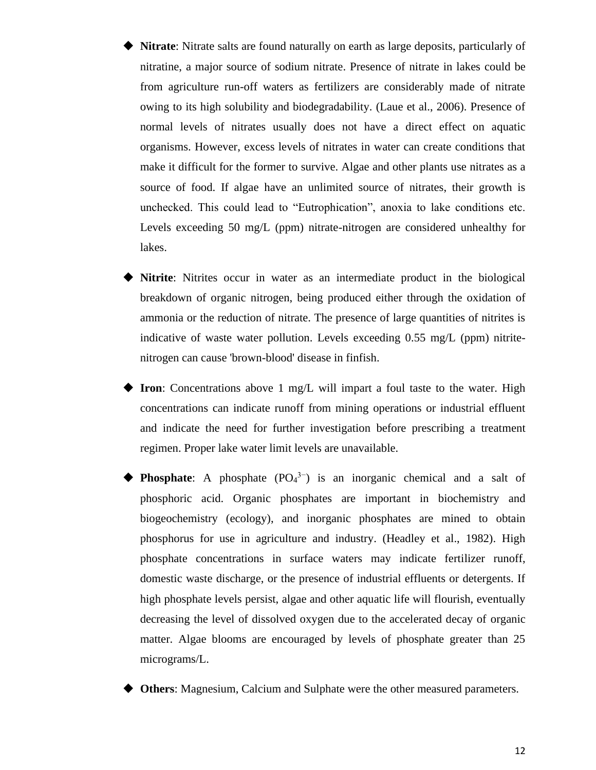- **Nitrate**: Nitrate salts are found naturally on earth as large deposits, particularly of nitratine, a major source of sodium nitrate. Presence of nitrate in lakes could be from agriculture run-off waters as fertilizers are considerably made of nitrate owing to its high solubility and biodegradability. (Laue et al., 2006). Presence of normal levels of nitrates usually does not have a direct effect on aquatic organisms. However, excess levels of nitrates in water can create conditions that make it difficult for the former to survive. Algae and other plants use nitrates as a source of food. If algae have an unlimited source of nitrates, their growth is unchecked. This could lead to "Eutrophication", anoxia to lake conditions etc. Levels exceeding 50 mg/L (ppm) nitrate-nitrogen are considered unhealthy for lakes.

- **Nitrite**: Nitrites occur in water as an intermediate product in the biological breakdown of organic nitrogen, being produced either through the oxidation of ammonia or the reduction of nitrate. The presence of large quantities of nitrites is indicative of waste water pollution. Levels exceeding 0.55 mg/L (ppm) nitrite-nitrogen can cause 'brown-blood' disease in finfish.

- **Iron**: Concentrations above 1 mg/L will impart a foul taste to the water. High concentrations can indicate runoff from mining operations or industrial effluent and indicate the need for further investigation before prescribing a treatment regimen. Proper lake water limit levels are unavailable.

- **Phosphate**: A phosphate ($PO_4^{3-}$) is an inorganic chemical and a salt of phosphoric acid. Organic phosphates are important in biochemistry and biogeochemistry (ecology), and inorganic phosphates are mined to obtain phosphorus for use in agriculture and industry. (Headley et al., 1982). High phosphate concentrations in surface waters may indicate fertilizer runoff, domestic waste discharge, or the presence of industrial effluents or detergents. If high phosphate levels persist, algae and other aquatic life will flourish, eventually decreasing the level of dissolved oxygen due to the accelerated decay of organic matter. Algae blooms are encouraged by levels of phosphate greater than 25 micrograms/L.

- **Others**: Magnesium, Calcium and Sulphate were the other measured parameters.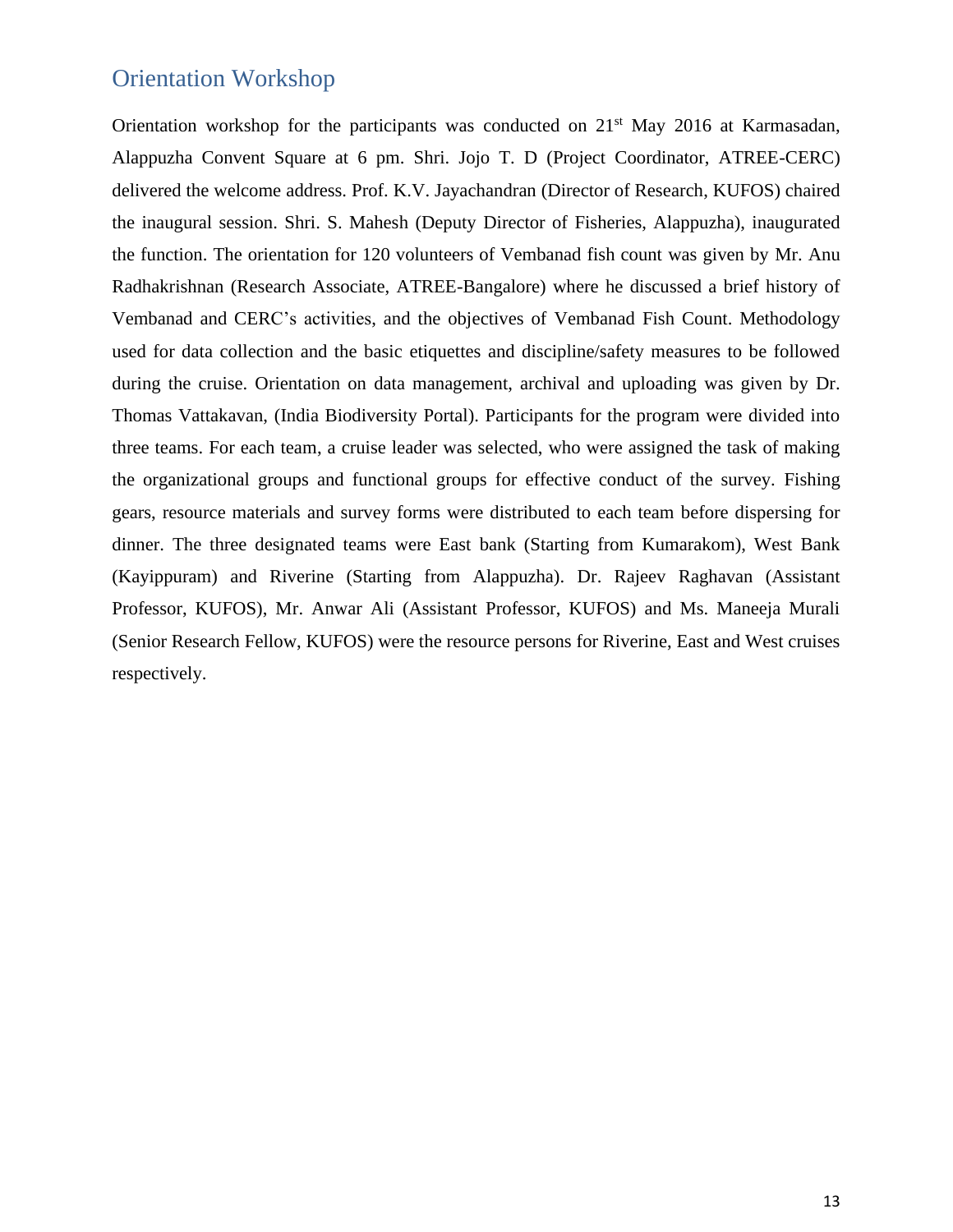## Orientation Workshop

Orientation workshop for the participants was conducted on 21st May 2016 at Karmasadan, Alappuzha Convent Square at 6 pm. Shri. Jojo T. D (Project Coordinator, ATREE-CERC) delivered the welcome address. Prof. K.V. Jayachandran (Director of Research, KUFOS) chaired the inaugural session. Shri. S. Mahesh (Deputy Director of Fisheries, Alappuzha), inaugurated the function. The orientation for 120 volunteers of Vembanad fish count was given by Mr. Anu Radhakrishnan (Research Associate, ATREE-Bangalore) where he discussed a brief history of Vembanad and CERC's activities, and the objectives of Vembanad Fish Count. Methodology used for data collection and the basic etiquettes and discipline/safety measures to be followed during the cruise. Orientation on data management, archival and uploading was given by Dr. Thomas Vattakavan, (India Biodiversity Portal). Participants for the program were divided into three teams. For each team, a cruise leader was selected, who were assigned the task of making the organizational groups and functional groups for effective conduct of the survey. Fishing gears, resource materials and survey forms were distributed to each team before dispersing for dinner. The three designated teams were East bank (Starting from Kumarakom), West Bank (Kayippuram) and Riverine (Starting from Alappuzha). Dr. Rajeev Raghavan (Assistant Professor, KUFOS), Mr. Anwar Ali (Assistant Professor, KUFOS) and Ms. Maneeja Murali (Senior Research Fellow, KUFOS) were the resource persons for Riverine, East and West cruises respectively.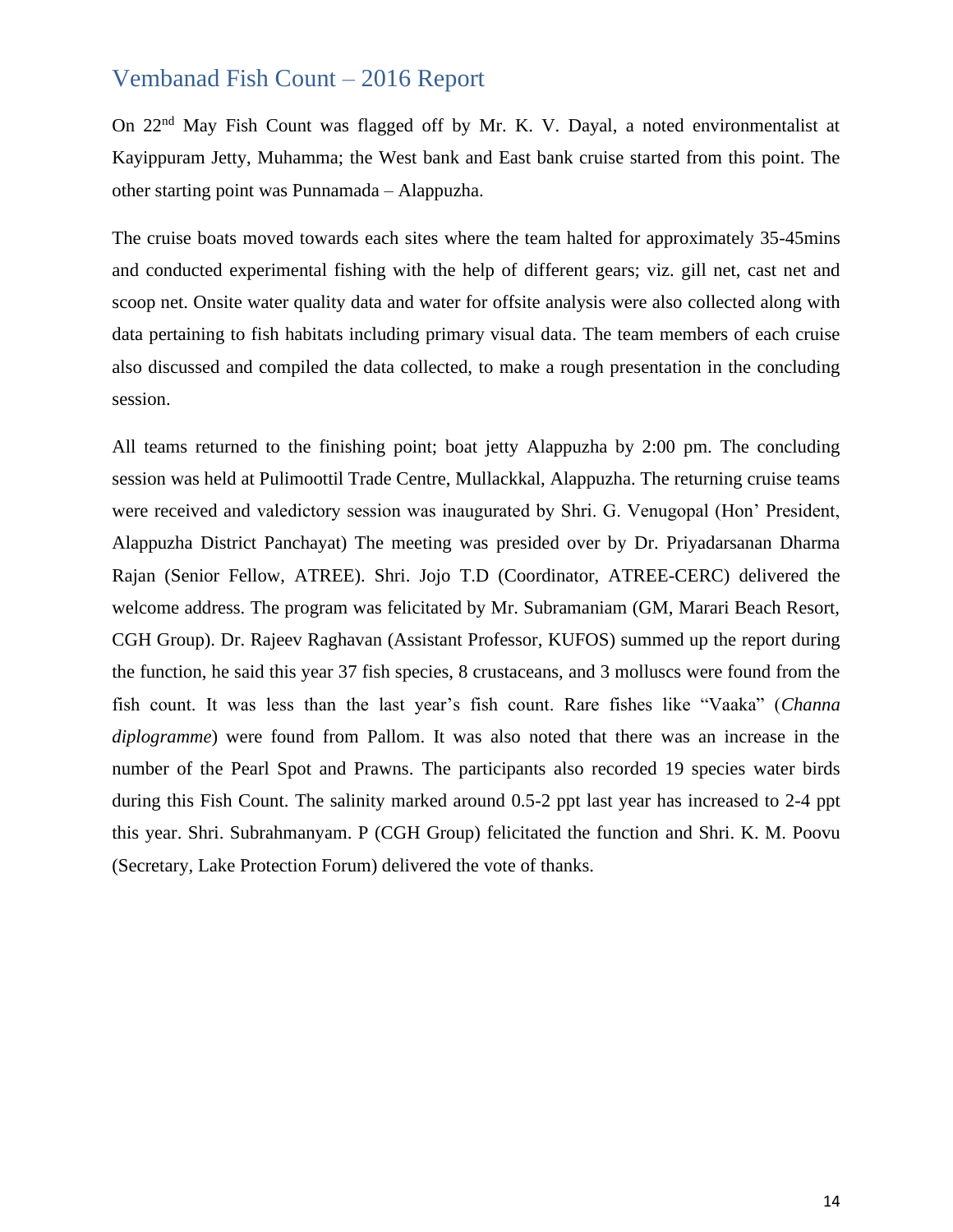## Vembanad Fish Count – 2016 Report

On 22nd May Fish Count was flagged off by Mr. K. V. Dayal, a noted environmentalist at Kayippuram Jetty, Muhamma; the West bank and East bank cruise started from this point. The other starting point was Punnamada – Alappuzha.

The cruise boats moved towards each sites where the team halted for approximately 35-45mins and conducted experimental fishing with the help of different gears; viz. gill net, cast net and scoop net. Onsite water quality data and water for offsite analysis were also collected along with data pertaining to fish habitats including primary visual data. The team members of each cruise also discussed and compiled the data collected, to make a rough presentation in the concluding session.

All teams returned to the finishing point; boat jetty Alappuzha by 2:00 pm. The concluding session was held at Pulimoottil Trade Centre, Mullackkal, Alappuzha. The returning cruise teams were received and valedictory session was inaugurated by Shri. G. Venugopal (Hon' President, Alappuzha District Panchayat) The meeting was presided over by Dr. Priyadarsanan Dharma Rajan (Senior Fellow, ATREE). Shri. Jojo T.D (Coordinator, ATREE-CERC) delivered the welcome address. The program was felicitated by Mr. Subramaniam (GM, Marari Beach Resort, CGH Group). Dr. Rajeev Raghavan (Assistant Professor, KUFOS) summed up the report during the function, he said this year 37 fish species, 8 crustaceans, and 3 molluscs were found from the fish count. It was less than the last year's fish count. Rare fishes like "Vaaka" (*Channa diplogramme*) were found from Pallom. It was also noted that there was an increase in the number of the Pearl Spot and Prawns. The participants also recorded 19 species water birds during this Fish Count. The salinity marked around 0.5-2 ppt last year has increased to 2-4 ppt this year. Shri. Subrahmanyam. P (CGH Group) felicitated the function and Shri. K. M. Poovu (Secretary, Lake Protection Forum) delivered the vote of thanks.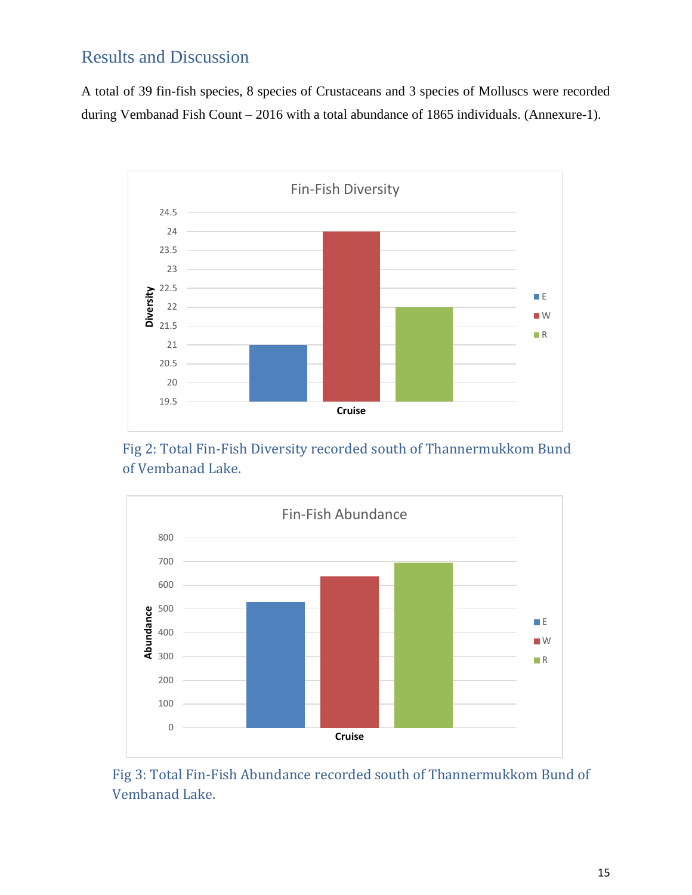## Results and Discussion

A total of 39 fin-fish species, 8 species of Crustaceans and 3 species of Molluscs were recorded during Vembanad Fish Count – 2016 with a total abundance of 1865 individuals. (Annexure-1).

Fig 2: Total Fin-Fish Diversity recorded south of Thannermukkom Bund of Vembanad Lake.

Fig 3: Total Fin-Fish Abundance recorded south of Thannermukkom Bund of Vembanad Lake.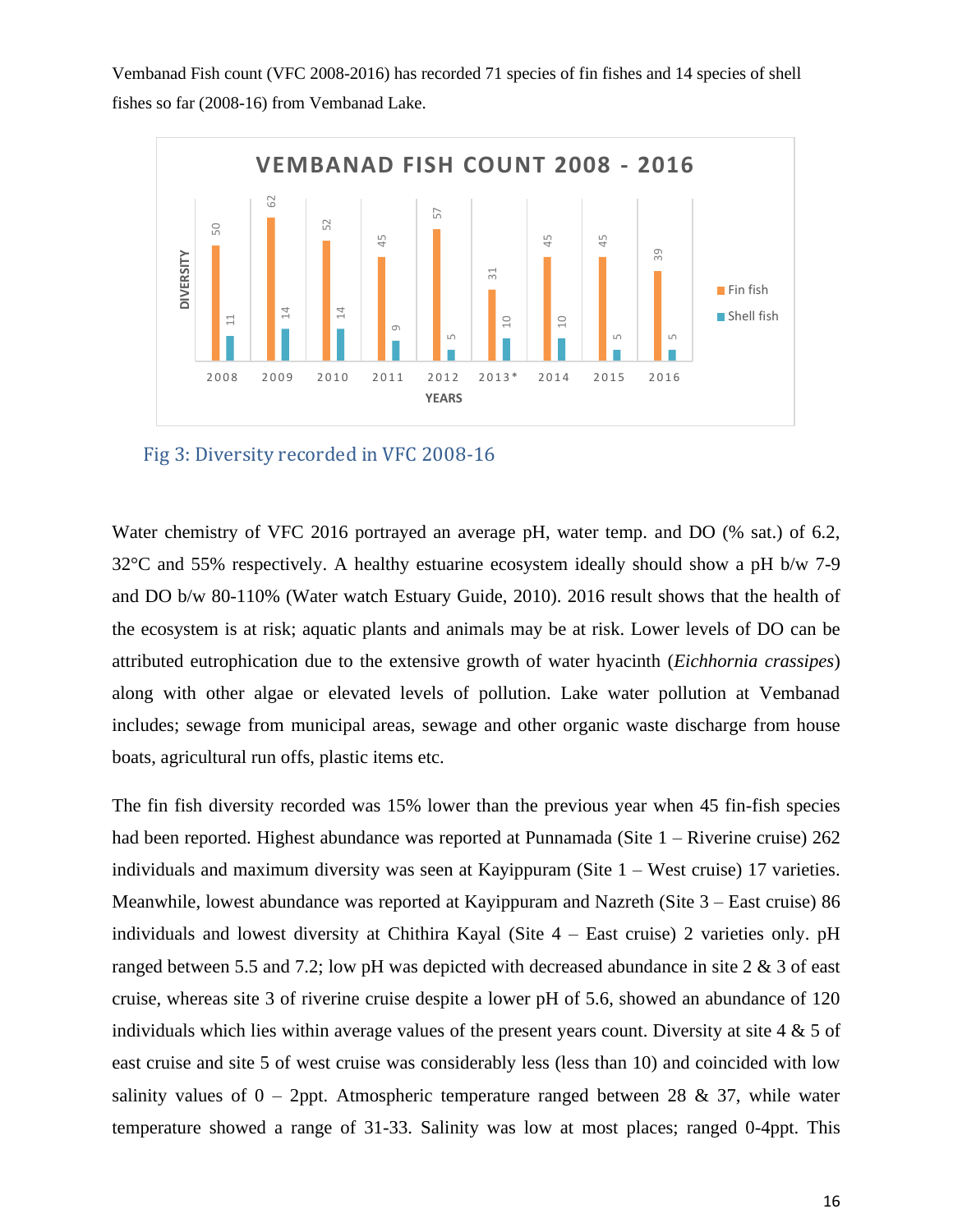Vembanad Fish count (VFC 2008-2016) has recorded 71 species of fin fishes and 14 species of shell fishes so far (2008-16) from Vembanad Lake.

**VEMBANAD FISH COUNT 2008 - 2016**

| YEARS | Fin fish | Shell fish |
|---|---|---|
| 2008 | 50 | 11 |
| 2009 | 62 | 14 |
| 2010 | 52 | 14 |
| 2011 | 45 | 9 |
| 2012 | 57 | 5 |
| 2013* | 31 | 10 |
| 2014 | 45 | 10 |
| 2015 | 45 | 5 |
| 2016 | 39 | 5 |

Fig 3: Diversity recorded in VFC 2008-16

Water chemistry of VFC 2016 portrayed an average pH, water temp. and DO (% sat.) of 6.2, 32°C and 55% respectively. A healthy estuarine ecosystem ideally should show a pH b/w 7-9 and DO b/w 80-110% (Water watch Estuary Guide, 2010). 2016 result shows that the health of the ecosystem is at risk; aquatic plants and animals may be at risk. Lower levels of DO can be attributed eutrophication due to the extensive growth of water hyacinth (*Eichhornia crassipes*) along with other algae or elevated levels of pollution. Lake water pollution at Vembanad includes; sewage from municipal areas, sewage and other organic waste discharge from house boats, agricultural run offs, plastic items etc.

The fin fish diversity recorded was 15% lower than the previous year when 45 fin-fish species had been reported. Highest abundance was reported at Punnamada (Site 1 – Riverine cruise) 262 individuals and maximum diversity was seen at Kayippuram (Site 1 – West cruise) 17 varieties. Meanwhile, lowest abundance was reported at Kayippuram and Nazreth (Site 3 – East cruise) 86 individuals and lowest diversity at Chithira Kayal (Site 4 – East cruise) 2 varieties only. pH ranged between 5.5 and 7.2; low pH was depicted with decreased abundance in site 2 & 3 of east cruise, whereas site 3 of riverine cruise despite a lower pH of 5.6, showed an abundance of 120 individuals which lies within average values of the present years count. Diversity at site 4 & 5 of east cruise and site 5 of west cruise was considerably less (less than 10) and coincided with low salinity values of 0 – 2ppt. Atmospheric temperature ranged between 28 & 37, while water temperature showed a range of 31-33. Salinity was low at most places; ranged 0-4ppt. This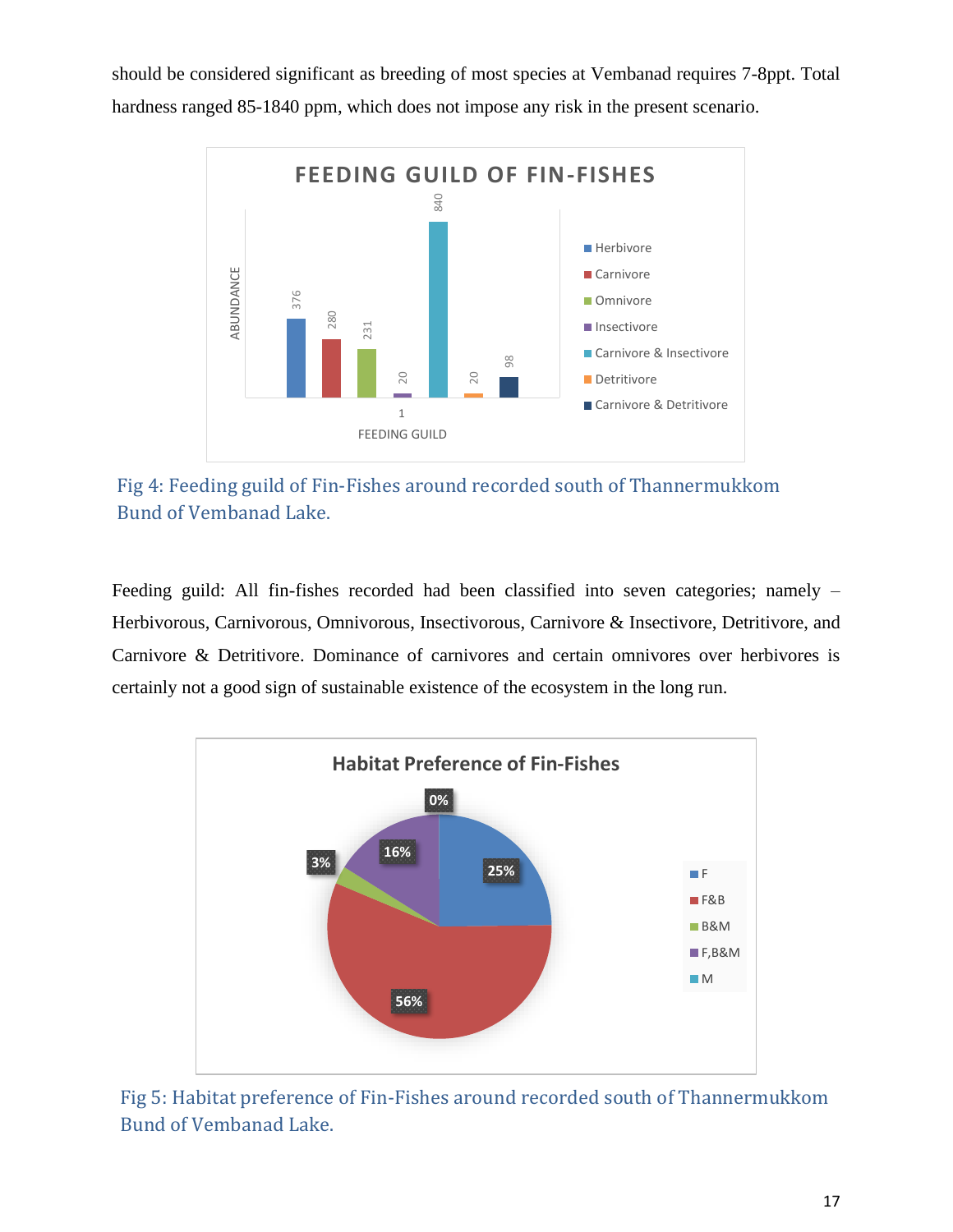should be considered significant as breeding of most species at Vembanad requires 7-8ppt. Total hardness ranged 85-1840 ppm, which does not impose any risk in the present scenario.

Fig 4: Feeding guild of Fin-Fishes around recorded south of Thannermukkom Bund of Vembanad Lake.

Feeding guild: All fin-fishes recorded had been classified into seven categories; namely – Herbivorous, Carnivorous, Omnivorous, Insectivorous, Carnivore & Insectivore, Detritivore, and Carnivore & Detritivore. Dominance of carnivores and certain omnivores over herbivores is certainly not a good sign of sustainable existence of the ecosystem in the long run.

Fig 5: Habitat preference of Fin-Fishes around recorded south of Thannermukkom Bund of Vembanad Lake.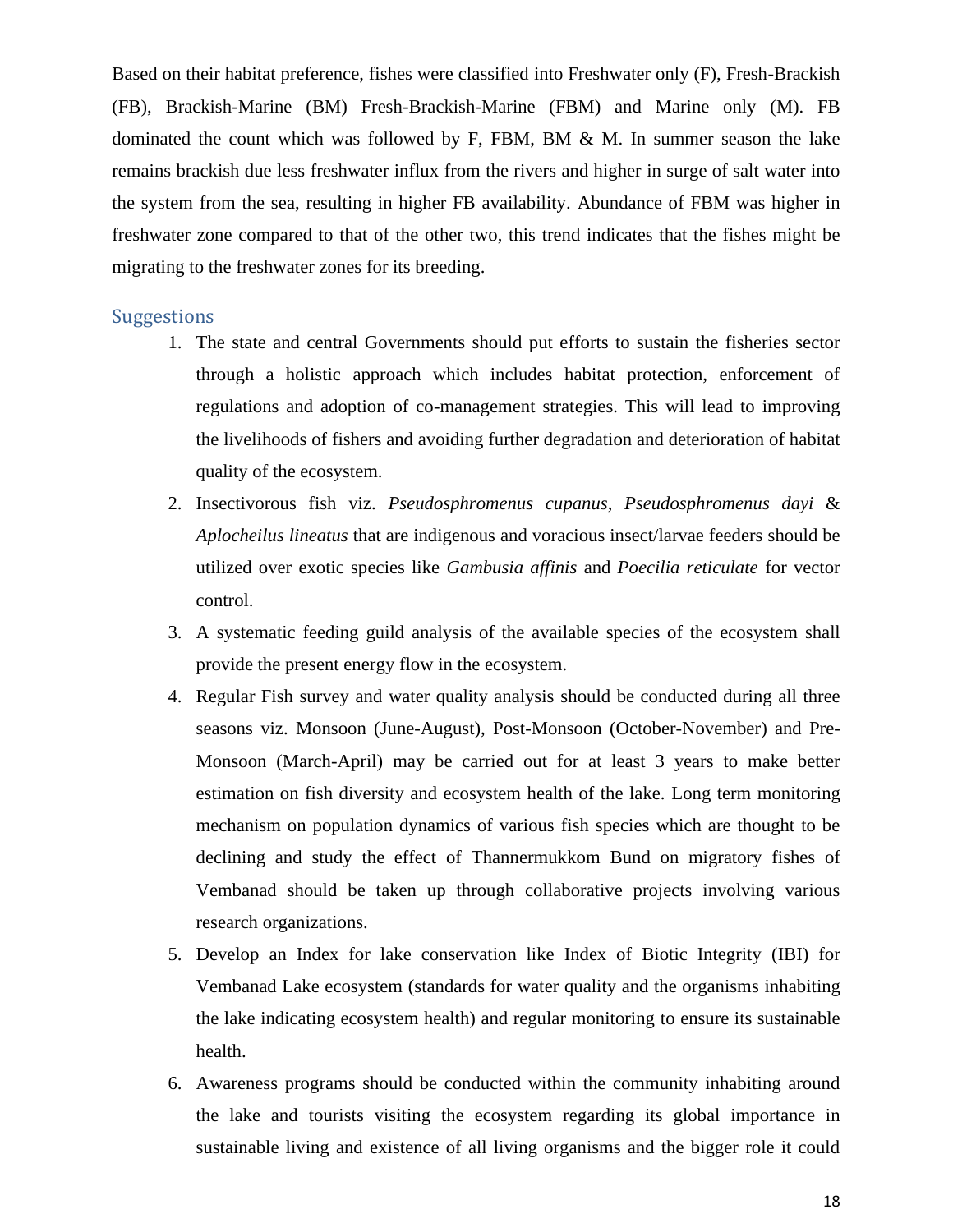Based on their habitat preference, fishes were classified into Freshwater only (F), Fresh-Brackish (FB), Brackish-Marine (BM) Fresh-Brackish-Marine (FBM) and Marine only (M). FB dominated the count which was followed by F, FBM, BM & M. In summer season the lake remains brackish due less freshwater influx from the rivers and higher in surge of salt water into the system from the sea, resulting in higher FB availability. Abundance of FBM was higher in freshwater zone compared to that of the other two, this trend indicates that the fishes might be migrating to the freshwater zones for its breeding.

## Suggestions

1. The state and central Governments should put efforts to sustain the fisheries sector through a holistic approach which includes habitat protection, enforcement of regulations and adoption of co-management strategies. This will lead to improving the livelihoods of fishers and avoiding further degradation and deterioration of habitat quality of the ecosystem.
2. Insectivorous fish viz. *Pseudosphromenus cupanus*, *Pseudosphromenus dayi* & *Aplocheilus lineatus* that are indigenous and voracious insect/larvae feeders should be utilized over exotic species like *Gambusia affinis* and *Poecilia reticulate* for vector control.
3. A systematic feeding guild analysis of the available species of the ecosystem shall provide the present energy flow in the ecosystem.
4. Regular Fish survey and water quality analysis should be conducted during all three seasons viz. Monsoon (June-August), Post-Monsoon (October-November) and Pre-Monsoon (March-April) may be carried out for at least 3 years to make better estimation on fish diversity and ecosystem health of the lake. Long term monitoring mechanism on population dynamics of various fish species which are thought to be declining and study the effect of Thannermukkom Bund on migratory fishes of Vembanad should be taken up through collaborative projects involving various research organizations.
5. Develop an Index for lake conservation like Index of Biotic Integrity (IBI) for Vembanad Lake ecosystem (standards for water quality and the organisms inhabiting the lake indicating ecosystem health) and regular monitoring to ensure its sustainable health.
6. Awareness programs should be conducted within the community inhabiting around the lake and tourists visiting the ecosystem regarding its global importance in sustainable living and existence of all living organisms and the bigger role it could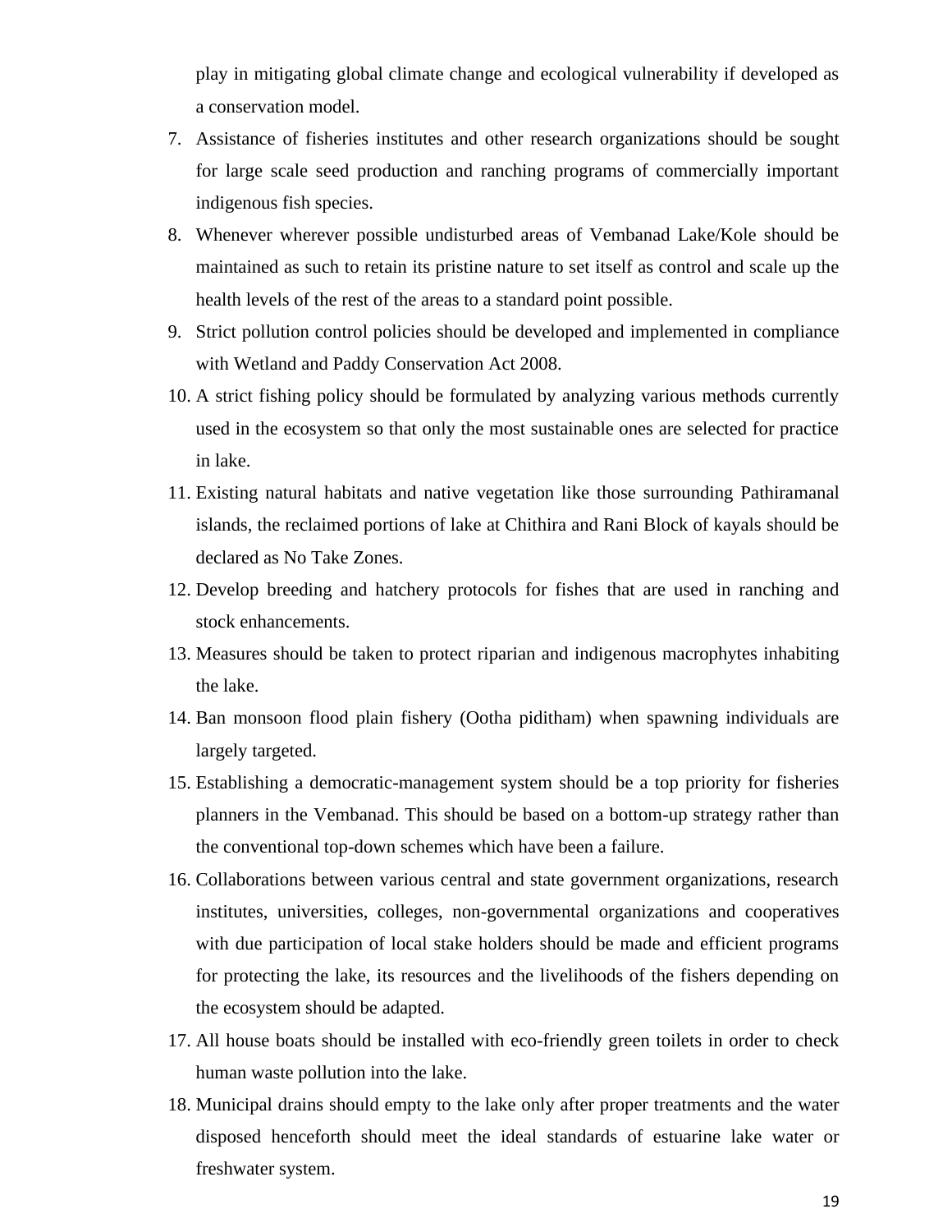play in mitigating global climate change and ecological vulnerability if developed as a conservation model.

7. Assistance of fisheries institutes and other research organizations should be sought for large scale seed production and ranching programs of commercially important indigenous fish species.
8. Whenever wherever possible undisturbed areas of Vembanad Lake/Kole should be maintained as such to retain its pristine nature to set itself as control and scale up the health levels of the rest of the areas to a standard point possible.
9. Strict pollution control policies should be developed and implemented in compliance with Wetland and Paddy Conservation Act 2008.
10. A strict fishing policy should be formulated by analyzing various methods currently used in the ecosystem so that only the most sustainable ones are selected for practice in lake.
11. Existing natural habitats and native vegetation like those surrounding Pathiramanal islands, the reclaimed portions of lake at Chithira and Rani Block of kayals should be declared as No Take Zones.
12. Develop breeding and hatchery protocols for fishes that are used in ranching and stock enhancements.
13. Measures should be taken to protect riparian and indigenous macrophytes inhabiting the lake.
14. Ban monsoon flood plain fishery (Ootha piditham) when spawning individuals are largely targeted.
15. Establishing a democratic-management system should be a top priority for fisheries planners in the Vembanad. This should be based on a bottom-up strategy rather than the conventional top-down schemes which have been a failure.
16. Collaborations between various central and state government organizations, research institutes, universities, colleges, non-governmental organizations and cooperatives with due participation of local stake holders should be made and efficient programs for protecting the lake, its resources and the livelihoods of the fishers depending on the ecosystem should be adapted.
17. All house boats should be installed with eco-friendly green toilets in order to check human waste pollution into the lake.
18. Municipal drains should empty to the lake only after proper treatments and the water disposed henceforth should meet the ideal standards of estuarine lake water or freshwater system.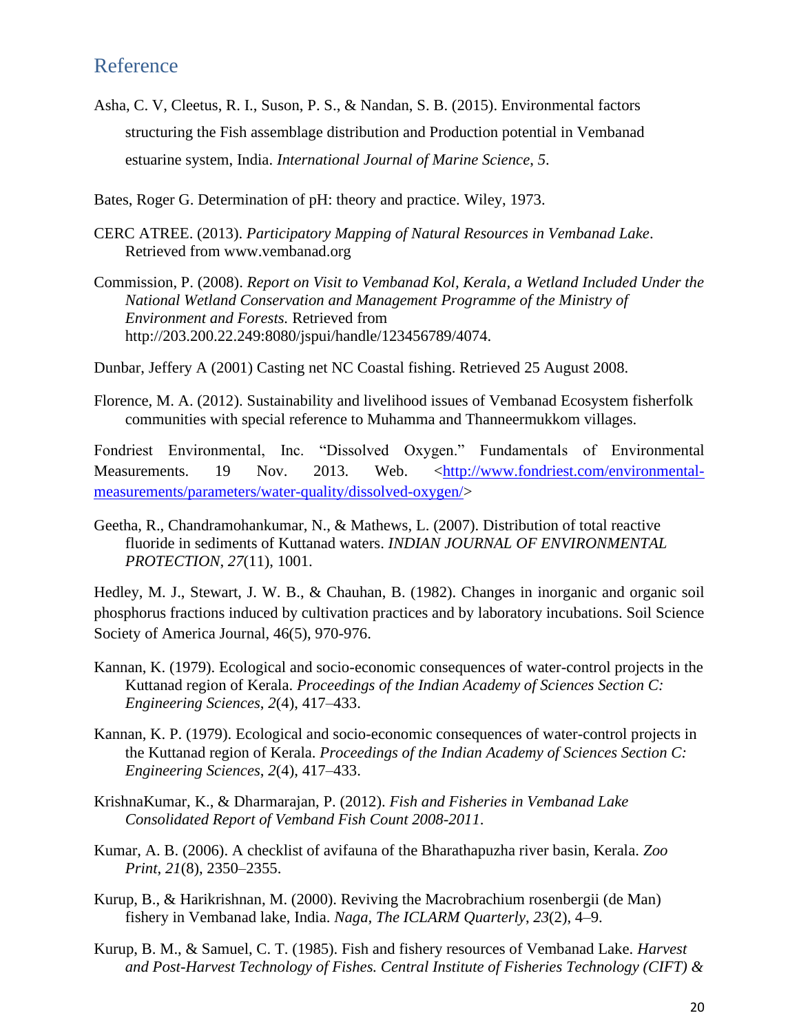## Reference

Asha, C. V, Cleetus, R. I., Suson, P. S., & Nandan, S. B. (2015). Environmental factors structuring the Fish assemblage distribution and Production potential in Vembanad estuarine system, India. *International Journal of Marine Science*, *5*.

Bates, Roger G. Determination of pH: theory and practice. Wiley, 1973.

CERC ATREE. (2013). *Participatory Mapping of Natural Resources in Vembanad Lake*. Retrieved from www.vembanad.org

Commission, P. (2008). *Report on Visit to Vembanad Kol, Kerala, a Wetland Included Under the National Wetland Conservation and Management Programme of the Ministry of Environment and Forests.* Retrieved from http://203.200.22.249:8080/jspui/handle/123456789/4074.

Dunbar, Jeffery A (2001) Casting net NC Coastal fishing. Retrieved 25 August 2008.

Florence, M. A. (2012). Sustainability and livelihood issues of Vembanad Ecosystem fisherfolk communities with special reference to Muhamma and Thanneermukkom villages.

Fondriest Environmental, Inc. "Dissolved Oxygen." Fundamentals of Environmental Measurements. 19 Nov. 2013. Web. <http://www.fondriest.com/environmental-measurements/parameters/water-quality/dissolved-oxygen/>

Geetha, R., Chandramohankumar, N., & Mathews, L. (2007). Distribution of total reactive fluoride in sediments of Kuttanad waters. *INDIAN JOURNAL OF ENVIRONMENTAL PROTECTION*, *27*(11), 1001.

Hedley, M. J., Stewart, J. W. B., & Chauhan, B. (1982). Changes in inorganic and organic soil phosphorus fractions induced by cultivation practices and by laboratory incubations. Soil Science Society of America Journal, 46(5), 970-976.

Kannan, K. (1979). Ecological and socio-economic consequences of water-control projects in the Kuttanad region of Kerala. *Proceedings of the Indian Academy of Sciences Section C: Engineering Sciences*, *2*(4), 417–433.

Kannan, K. P. (1979). Ecological and socio-economic consequences of water-control projects in the Kuttanad region of Kerala. *Proceedings of the Indian Academy of Sciences Section C: Engineering Sciences*, *2*(4), 417–433.

KrishnaKumar, K., & Dharmarajan, P. (2012). *Fish and Fisheries in Vembanad Lake Consolidated Report of Vemband Fish Count 2008-2011*.

Kumar, A. B. (2006). A checklist of avifauna of the Bharathapuzha river basin, Kerala. *Zoo Print*, *21*(8), 2350–2355.

Kurup, B., & Harikrishnan, M. (2000). Reviving the Macrobrachium rosenbergii (de Man) fishery in Vembanad lake, India. *Naga, The ICLARM Quarterly*, *23*(2), 4–9.

Kurup, B. M., & Samuel, C. T. (1985). Fish and fishery resources of Vembanad Lake. *Harvest and Post-Harvest Technology of Fishes. Central Institute of Fisheries Technology (CIFT) &*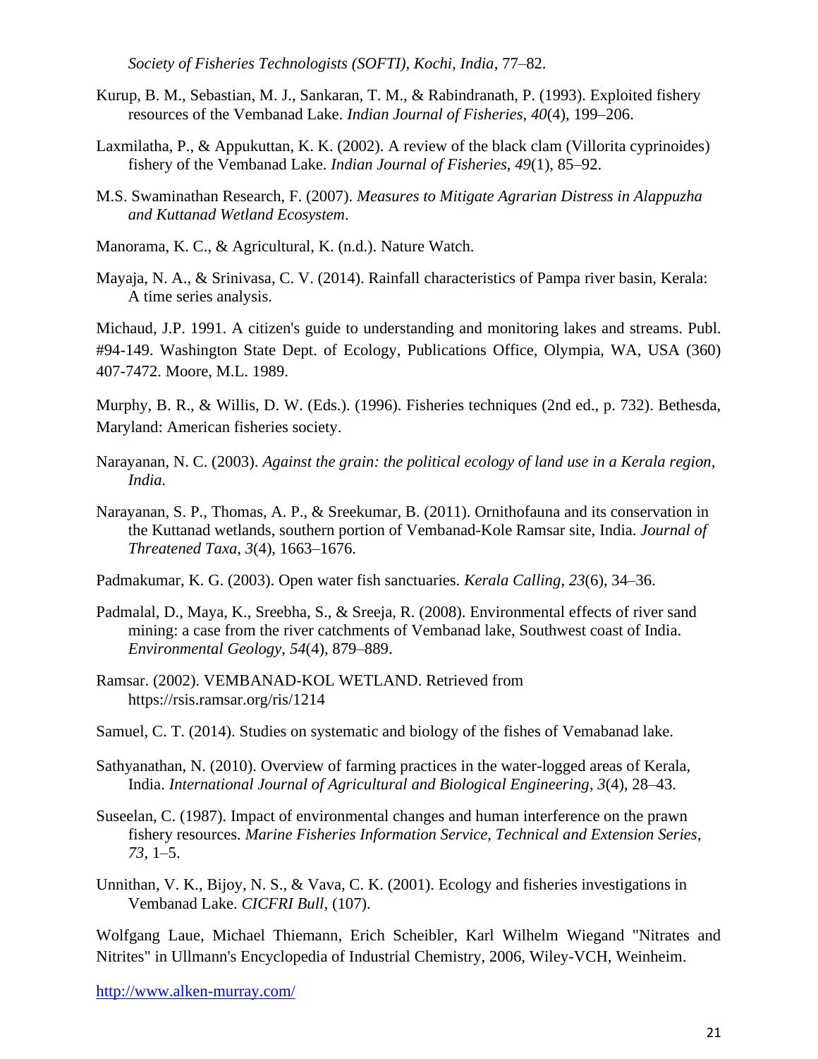*Society of Fisheries Technologists (SOFTI), Kochi, India*, 77–82.

Kurup, B. M., Sebastian, M. J., Sankaran, T. M., & Rabindranath, P. (1993). Exploited fishery resources of the Vembanad Lake. *Indian Journal of Fisheries*, *40*(4), 199–206.

Laxmilatha, P., & Appukuttan, K. K. (2002). A review of the black clam (Villorita cyprinoides) fishery of the Vembanad Lake. *Indian Journal of Fisheries*, *49*(1), 85–92.

M.S. Swaminathan Research, F. (2007). *Measures to Mitigate Agrarian Distress in Alappuzha and Kuttanad Wetland Ecosystem*.

Manorama, K. C., & Agricultural, K. (n.d.). Nature Watch.

Mayaja, N. A., & Srinivasa, C. V. (2014). Rainfall characteristics of Pampa river basin, Kerala: A time series analysis.

Michaud, J.P. 1991. A citizen's guide to understanding and monitoring lakes and streams. Publ. #94-149. Washington State Dept. of Ecology, Publications Office, Olympia, WA, USA (360) 407-7472. Moore, M.L. 1989.

Murphy, B. R., & Willis, D. W. (Eds.). (1996). Fisheries techniques (2nd ed., p. 732). Bethesda, Maryland: American fisheries society.

Narayanan, N. C. (2003). *Against the grain: the political ecology of land use in a Kerala region, India.*

Narayanan, S. P., Thomas, A. P., & Sreekumar, B. (2011). Ornithofauna and its conservation in the Kuttanad wetlands, southern portion of Vembanad-Kole Ramsar site, India. *Journal of Threatened Taxa*, *3*(4), 1663–1676.

Padmakumar, K. G. (2003). Open water fish sanctuaries. *Kerala Calling*, *23*(6), 34–36.

Padmalal, D., Maya, K., Sreebha, S., & Sreeja, R. (2008). Environmental effects of river sand mining: a case from the river catchments of Vembanad lake, Southwest coast of India. *Environmental Geology*, *54*(4), 879–889.

Ramsar. (2002). VEMBANAD-KOL WETLAND. Retrieved from https://rsis.ramsar.org/ris/1214

Samuel, C. T. (2014). Studies on systematic and biology of the fishes of Vemabanad lake.

Sathyanathan, N. (2010). Overview of farming practices in the water-logged areas of Kerala, India. *International Journal of Agricultural and Biological Engineering*, *3*(4), 28–43.

Suseelan, C. (1987). Impact of environmental changes and human interference on the prawn fishery resources. *Marine Fisheries Information Service, Technical and Extension Series*, *73*, 1–5.

Unnithan, V. K., Bijoy, N. S., & Vava, C. K. (2001). Ecology and fisheries investigations in Vembanad Lake. *CICFRI Bull*, (107).

Wolfgang Laue, Michael Thiemann, Erich Scheibler, Karl Wilhelm Wiegand "Nitrates and Nitrites" in Ullmann's Encyclopedia of Industrial Chemistry, 2006, Wiley-VCH, Weinheim.

http://www.alken-murray.com/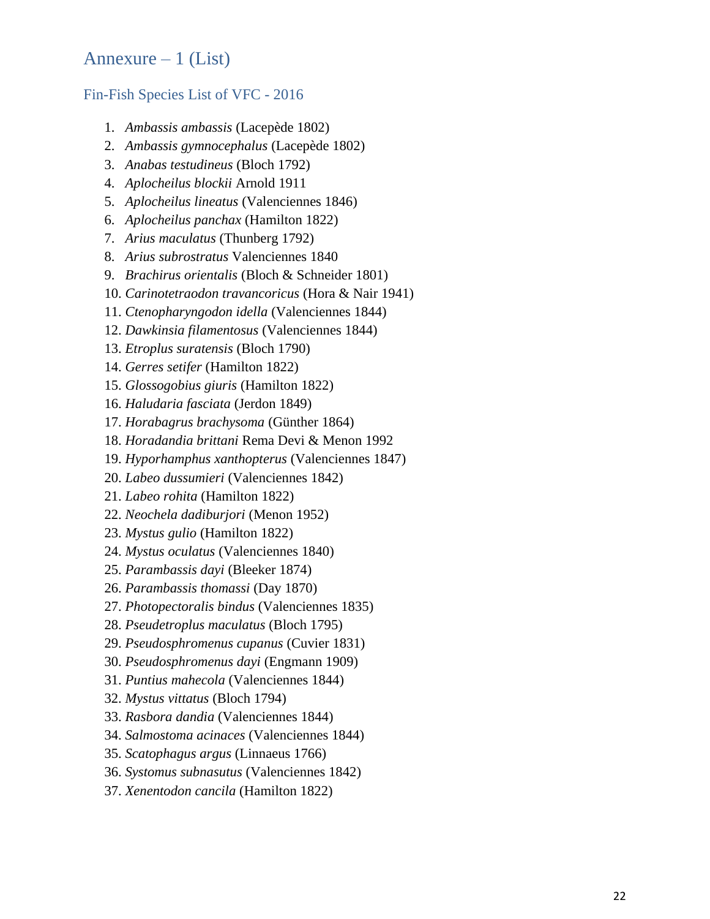# Annexure – 1 (List)

## Fin-Fish Species List of VFC - 2016

1. *Ambassis ambassis* (Lacepède 1802)
2. *Ambassis gymnocephalus* (Lacepède 1802)
3. *Anabas testudineus* (Bloch 1792)
4. *Aplocheilus blockii* Arnold 1911
5. *Aplocheilus lineatus* (Valenciennes 1846)
6. *Aplocheilus panchax* (Hamilton 1822)
7. *Arius maculatus* (Thunberg 1792)
8. *Arius subrostratus* Valenciennes 1840
9. *Brachirus orientalis* (Bloch & Schneider 1801)
10. *Carinotetraodon travancoricus* (Hora & Nair 1941)
11. *Ctenopharyngodon idella* (Valenciennes 1844)
12. *Dawkinsia filamentosus* (Valenciennes 1844)
13. *Etroplus suratensis* (Bloch 1790)
14. *Gerres setifer* (Hamilton 1822)
15. *Glossogobius giuris* (Hamilton 1822)
16. *Haludaria fasciata* (Jerdon 1849)
17. *Horabagrus brachysoma* (Günther 1864)
18. *Horadandia brittani* Rema Devi & Menon 1992
19. *Hyporhamphus xanthopterus* (Valenciennes 1847)
20. *Labeo dussumieri* (Valenciennes 1842)
21. *Labeo rohita* (Hamilton 1822)
22. *Neochela dadiburjori* (Menon 1952)
23. *Mystus gulio* (Hamilton 1822)
24. *Mystus oculatus* (Valenciennes 1840)
25. *Parambassis dayi* (Bleeker 1874)
26. *Parambassis thomassi* (Day 1870)
27. *Photopectoralis bindus* (Valenciennes 1835)
28. *Pseudetroplus maculatus* (Bloch 1795)
29. *Pseudosphromenus cupanus* (Cuvier 1831)
30. *Pseudosphromenus dayi* (Engmann 1909)
31. *Puntius mahecola* (Valenciennes 1844)
32. *Mystus vittatus* (Bloch 1794)
33. *Rasbora dandia* (Valenciennes 1844)
34. *Salmostoma acinaces* (Valenciennes 1844)
35. *Scatophagus argus* (Linnaeus 1766)
36. *Systomus subnasutus* (Valenciennes 1842)
37. *Xenentodon cancila* (Hamilton 1822)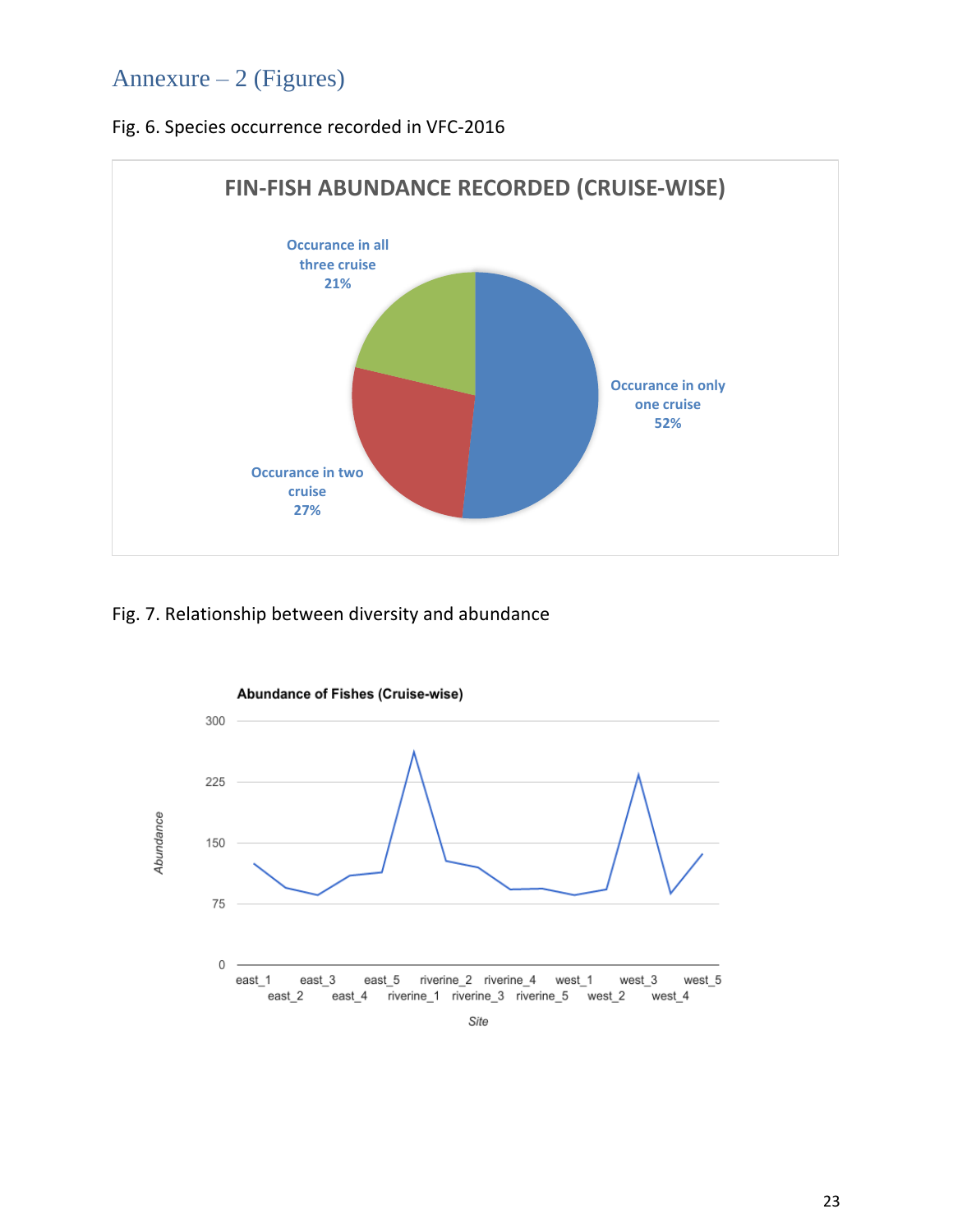# Annexure – 2 (Figures)

Fig. 6. Species occurrence recorded in VFC-2016

**FIN-FISH ABUNDANCE RECORDED (CRUISE-WISE)**

- Occurance in only one cruise 52%
- Occurance in two cruise 27%
- Occurance in all three cruise 21%

Fig. 7. Relationship between diversity and abundance

**Abundance of Fishes (Cruise-wise)**

Abundance (y-axis: 0, 75, 150, 225, 300)

Site (x-axis): east_1, east_2, east_3, east_4, east_5, riverine_1, riverine_2, riverine_3, riverine_4, riverine_5, west_1, west_2, west_3, west_4, west_5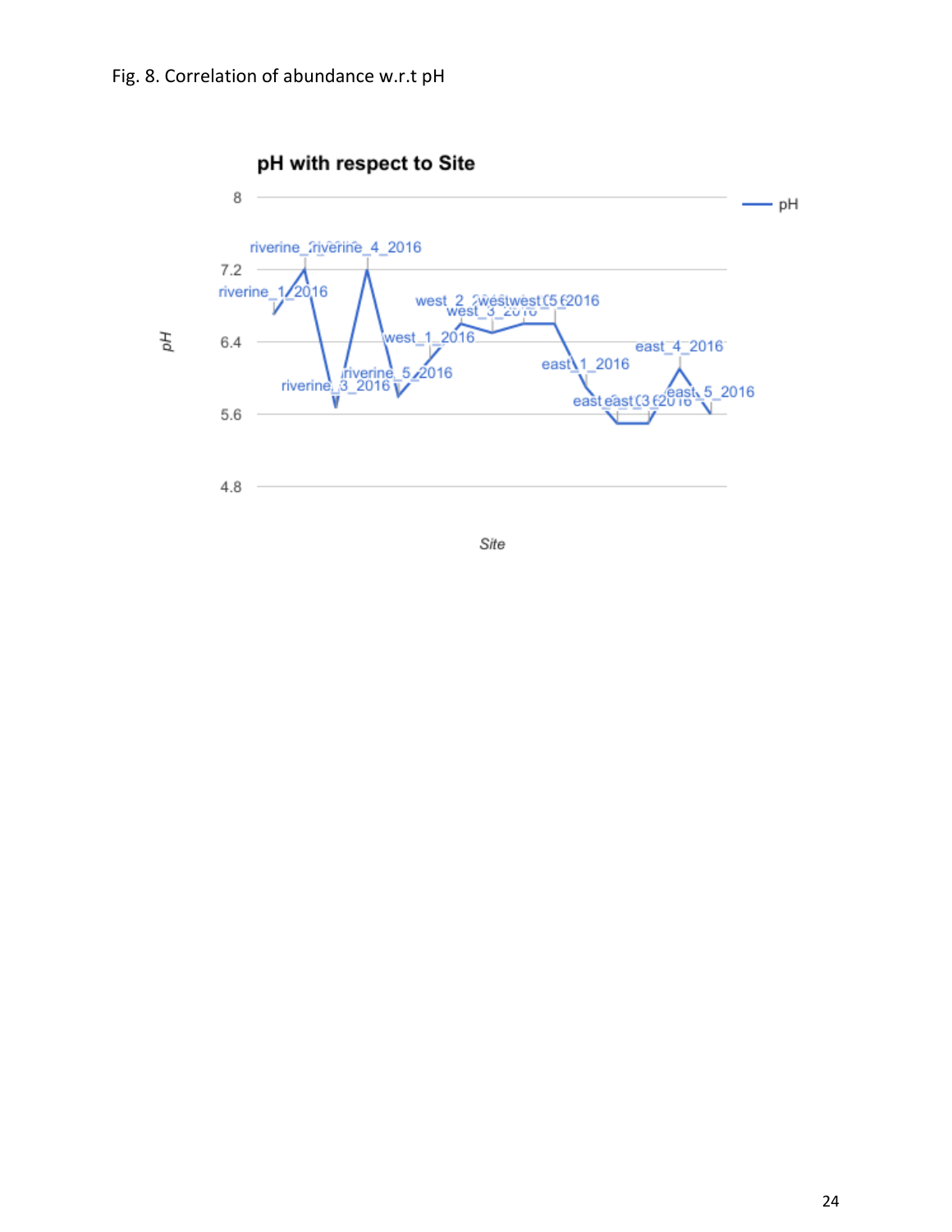Fig. 8. Correlation of abundance w.r.t pH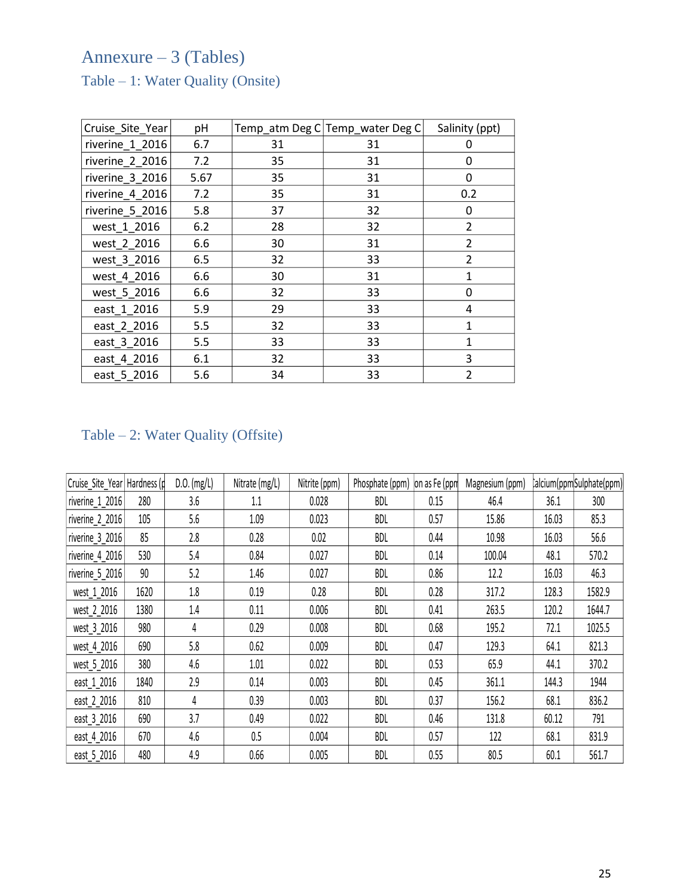# Annexure – 3 (Tables)

## Table – 1: Water Quality (Onsite)

| Cruise_Site_Year | pH | Temp_atm Deg C | Temp_water Deg C | Salinity (ppt) |
|---|---|---|---|---|
| riverine_1_2016 | 6.7 | 31 | 31 | 0 |
| riverine_2_2016 | 7.2 | 35 | 31 | 0 |
| riverine_3_2016 | 5.67 | 35 | 31 | 0 |
| riverine_4_2016 | 7.2 | 35 | 31 | 0.2 |
| riverine_5_2016 | 5.8 | 37 | 32 | 0 |
| west_1_2016 | 6.2 | 28 | 32 | 2 |
| west_2_2016 | 6.6 | 30 | 31 | 2 |
| west_3_2016 | 6.5 | 32 | 33 | 2 |
| west_4_2016 | 6.6 | 30 | 31 | 1 |
| west_5_2016 | 6.6 | 32 | 33 | 0 |
| east_1_2016 | 5.9 | 29 | 33 | 4 |
| east_2_2016 | 5.5 | 32 | 33 | 1 |
| east_3_2016 | 5.5 | 33 | 33 | 1 |
| east_4_2016 | 6.1 | 32 | 33 | 3 |
| east_5_2016 | 5.6 | 34 | 33 | 2 |

## Table – 2: Water Quality (Offsite)

| Cruise_Site_Year | Hardness (p | D.O. (mg/L) | Nitrate (mg/L) | Nitrite (ppm) | Phosphate (ppm) | on as Fe (ppm | Magnesium (ppm) | alcium(ppm | Sulphate(ppm) |
|---|---|---|---|---|---|---|---|---|---|
| riverine_1_2016 | 280 | 3.6 | 1.1 | 0.028 | BDL | 0.15 | 46.4 | 36.1 | 300 |
| riverine_2_2016 | 105 | 5.6 | 1.09 | 0.023 | BDL | 0.57 | 15.86 | 16.03 | 85.3 |
| riverine_3_2016 | 85 | 2.8 | 0.28 | 0.02 | BDL | 0.44 | 10.98 | 16.03 | 56.6 |
| riverine_4_2016 | 530 | 5.4 | 0.84 | 0.027 | BDL | 0.14 | 100.04 | 48.1 | 570.2 |
| riverine_5_2016 | 90 | 5.2 | 1.46 | 0.027 | BDL | 0.86 | 12.2 | 16.03 | 46.3 |
| west_1_2016 | 1620 | 1.8 | 0.19 | 0.28 | BDL | 0.28 | 317.2 | 128.3 | 1582.9 |
| west_2_2016 | 1380 | 1.4 | 0.11 | 0.006 | BDL | 0.41 | 263.5 | 120.2 | 1644.7 |
| west_3_2016 | 980 | 4 | 0.29 | 0.008 | BDL | 0.68 | 195.2 | 72.1 | 1025.5 |
| west_4_2016 | 690 | 5.8 | 0.62 | 0.009 | BDL | 0.47 | 129.3 | 64.1 | 821.3 |
| west_5_2016 | 380 | 4.6 | 1.01 | 0.022 | BDL | 0.53 | 65.9 | 44.1 | 370.2 |
| east_1_2016 | 1840 | 2.9 | 0.14 | 0.003 | BDL | 0.45 | 361.1 | 144.3 | 1944 |
| east_2_2016 | 810 | 4 | 0.39 | 0.003 | BDL | 0.37 | 156.2 | 68.1 | 836.2 |
| east_3_2016 | 690 | 3.7 | 0.49 | 0.022 | BDL | 0.46 | 131.8 | 60.12 | 791 |
| east_4_2016 | 670 | 4.6 | 0.5 | 0.004 | BDL | 0.57 | 122 | 68.1 | 831.9 |
| east_5_2016 | 480 | 4.9 | 0.66 | 0.005 | BDL | 0.55 | 80.5 | 60.1 | 561.7 |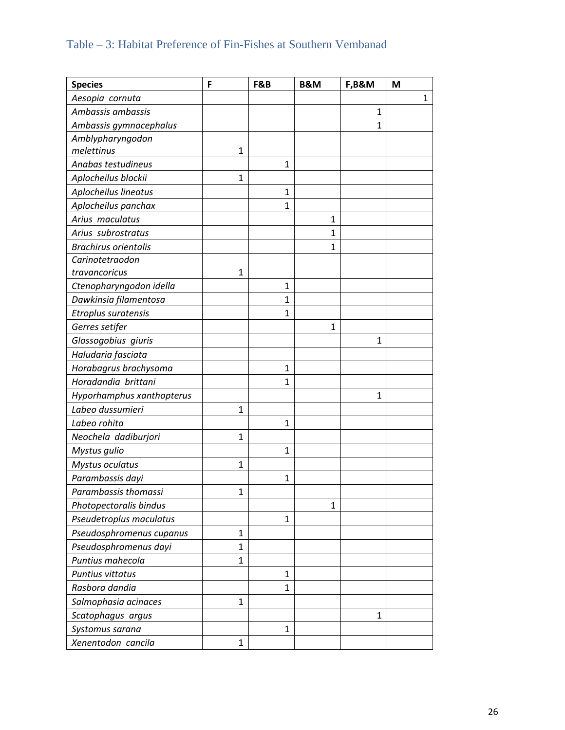## Table – 3: Habitat Preference of Fin-Fishes at Southern Vembanad

| Species | F | F&B | B&M | F,B&M | M |
|---|---|---|---|---|---|
| *Aesopia cornuta* | | | | | 1 |
| *Ambassis ambassis* | | | | 1 | |
| *Ambassis gymnocephalus* | | | | 1 | |
| *Amblypharyngodon melettinus* | 1 | | | | |
| *Anabas testudineus* | | 1 | | | |
| *Aplocheilus blockii* | 1 | | | | |
| *Aplocheilus lineatus* | | 1 | | | |
| *Aplocheilus panchax* | | 1 | | | |
| *Arius maculatus* | | | 1 | | |
| *Arius subrostratus* | | | 1 | | |
| *Brachirus orientalis* | | | 1 | | |
| *Carinotetraodon travancoricus* | 1 | | | | |
| *Ctenopharyngodon idella* | | 1 | | | |
| *Dawkinsia filamentosa* | | 1 | | | |
| *Etroplus suratensis* | | 1 | | | |
| *Gerres setifer* | | | 1 | | |
| *Glossogobius giuris* | | | | 1 | |
| *Haludaria fasciata* | | | | | |
| *Horabagrus brachysoma* | | 1 | | | |
| *Horadandia brittani* | | 1 | | | |
| *Hyporhamphus xanthopterus* | | | | 1 | |
| *Labeo dussumieri* | 1 | | | | |
| *Labeo rohita* | | 1 | | | |
| *Neochela dadiburjori* | 1 | | | | |
| *Mystus gulio* | | 1 | | | |
| *Mystus oculatus* | 1 | | | | |
| *Parambassis dayi* | | 1 | | | |
| *Parambassis thomassi* | 1 | | | | |
| *Photopectoralis bindus* | | | 1 | | |
| *Pseudetroplus maculatus* | | 1 | | | |
| *Pseudosphromenus cupanus* | 1 | | | | |
| *Pseudosphromenus dayi* | 1 | | | | |
| *Puntius mahecola* | 1 | | | | |
| *Puntius vittatus* | | 1 | | | |
| *Rasbora dandia* | | 1 | | | |
| *Salmophasia acinaces* | 1 | | | | |
| *Scatophagus argus* | | | | 1 | |
| *Systomus sarana* | | 1 | | | |
| *Xenentodon cancila* | 1 | | | | |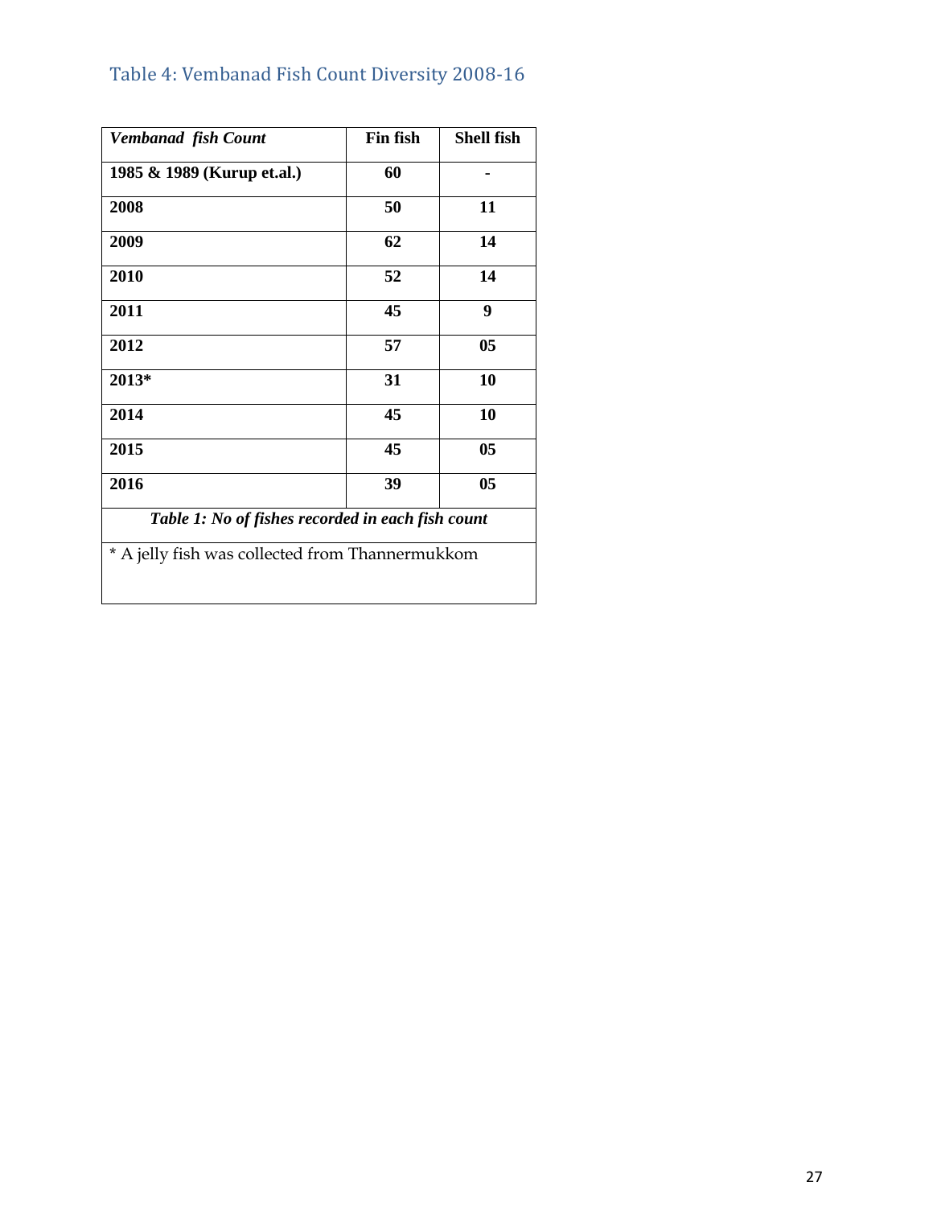## Table 4: Vembanad Fish Count Diversity 2008-16

| ***Vembanad fish Count*** | **Fin fish** | **Shell fish** |
|---|---|---|
| **1985 & 1989 (Kurup et.al.)** | **60** | **-** |
| **2008** | **50** | **11** |
| **2009** | **62** | **14** |
| **2010** | **52** | **14** |
| **2011** | **45** | **9** |
| **2012** | **57** | **05** |
| **2013*** | **31** | **10** |
| **2014** | **45** | **10** |
| **2015** | **45** | **05** |
| **2016** | **39** | **05** |

***Table 1: No of fishes recorded in each fish count***

* A jelly fish was collected from Thannermukkom